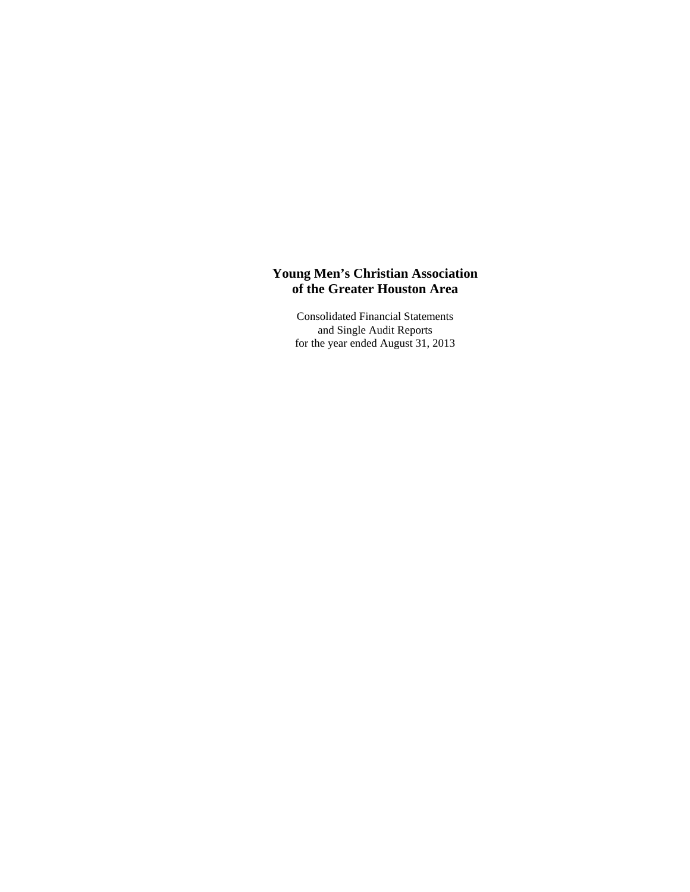# Young Men's Christian Association of the Greater Houston Area

Consolidated Financial Statements
and Single Audit Reports
for the year ended August 31, 2013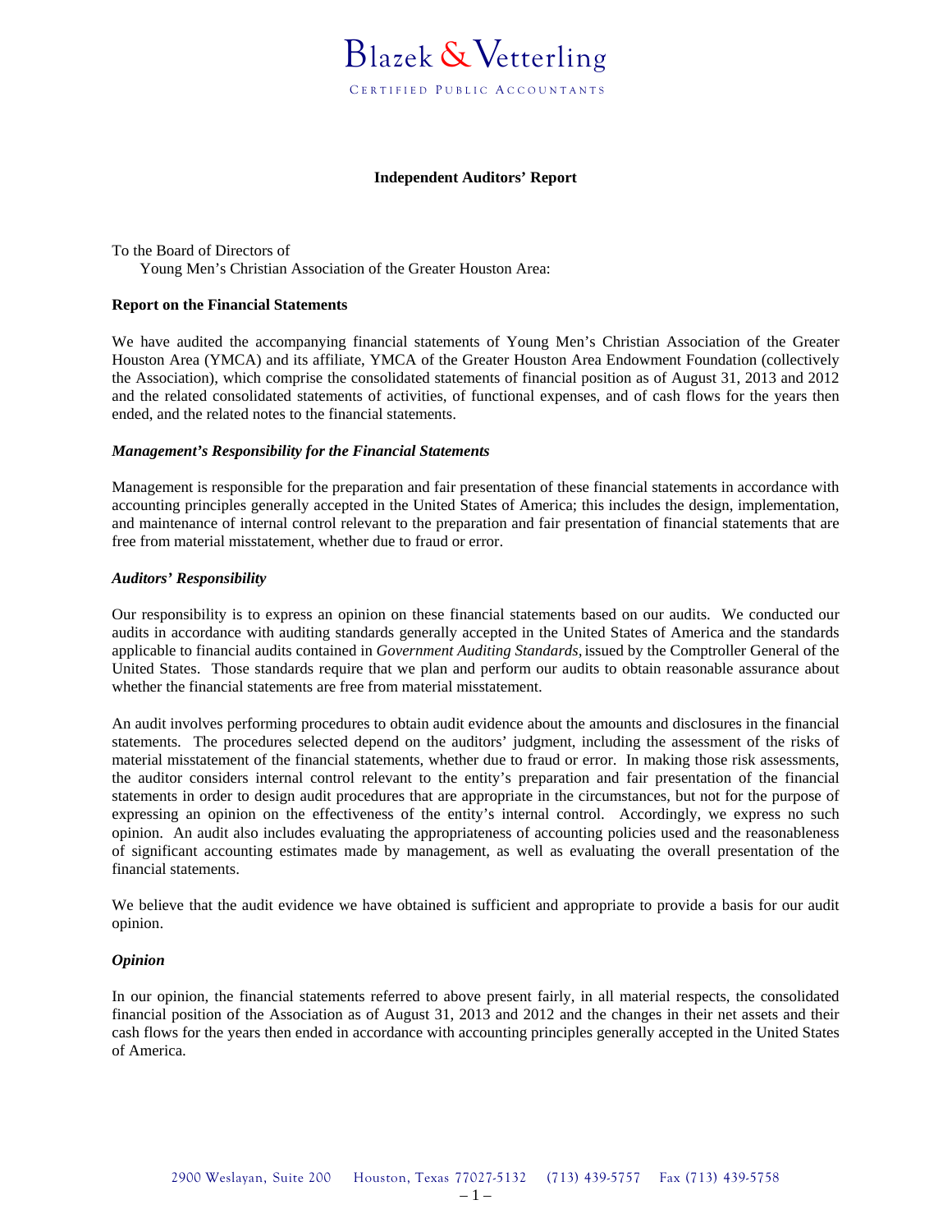# Blazek & Vetterling

CERTIFIED PUBLIC ACCOUNTANTS

## Independent Auditors' Report

To the Board of Directors of
Young Men's Christian Association of the Greater Houston Area:

### Report on the Financial Statements

We have audited the accompanying financial statements of Young Men's Christian Association of the Greater Houston Area (YMCA) and its affiliate, YMCA of the Greater Houston Area Endowment Foundation (collectively the Association), which comprise the consolidated statements of financial position as of August 31, 2013 and 2012 and the related consolidated statements of activities, of functional expenses, and of cash flows for the years then ended, and the related notes to the financial statements.

#### *Management's Responsibility for the Financial Statements*

Management is responsible for the preparation and fair presentation of these financial statements in accordance with accounting principles generally accepted in the United States of America; this includes the design, implementation, and maintenance of internal control relevant to the preparation and fair presentation of financial statements that are free from material misstatement, whether due to fraud or error.

#### *Auditors' Responsibility*

Our responsibility is to express an opinion on these financial statements based on our audits. We conducted our audits in accordance with auditing standards generally accepted in the United States of America and the standards applicable to financial audits contained in *Government Auditing Standards*, issued by the Comptroller General of the United States. Those standards require that we plan and perform our audits to obtain reasonable assurance about whether the financial statements are free from material misstatement.

An audit involves performing procedures to obtain audit evidence about the amounts and disclosures in the financial statements. The procedures selected depend on the auditors' judgment, including the assessment of the risks of material misstatement of the financial statements, whether due to fraud or error. In making those risk assessments, the auditor considers internal control relevant to the entity's preparation and fair presentation of the financial statements in order to design audit procedures that are appropriate in the circumstances, but not for the purpose of expressing an opinion on the effectiveness of the entity's internal control. Accordingly, we express no such opinion. An audit also includes evaluating the appropriateness of accounting policies used and the reasonableness of significant accounting estimates made by management, as well as evaluating the overall presentation of the financial statements.

We believe that the audit evidence we have obtained is sufficient and appropriate to provide a basis for our audit opinion.

#### *Opinion*

In our opinion, the financial statements referred to above present fairly, in all material respects, the consolidated financial position of the Association as of August 31, 2013 and 2012 and the changes in their net assets and their cash flows for the years then ended in accordance with accounting principles generally accepted in the United States of America.

2900 Weslayan, Suite 200 Houston, Texas 77027-5132 (713) 439-5757 Fax (713) 439-5758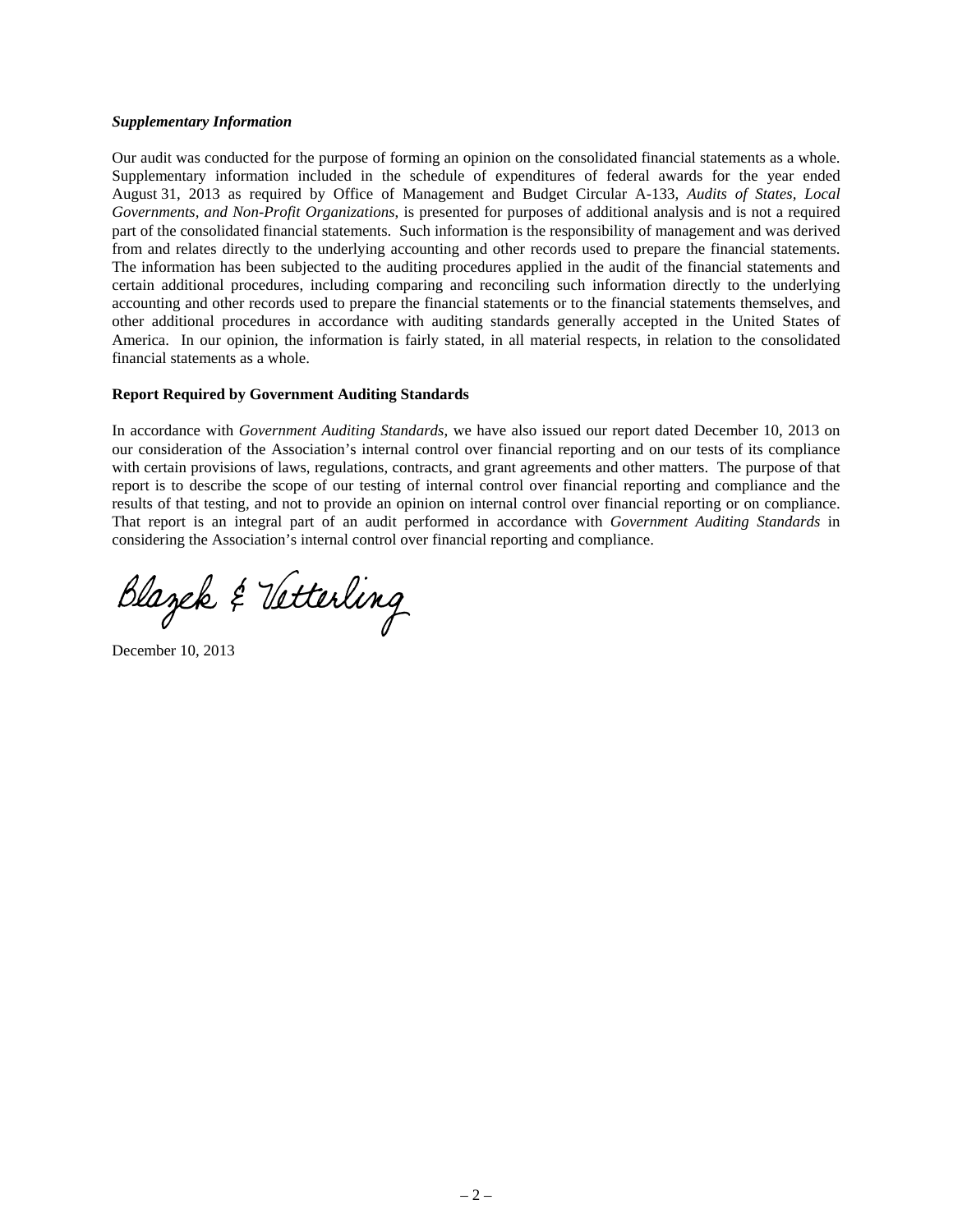***Supplementary Information***

Our audit was conducted for the purpose of forming an opinion on the consolidated financial statements as a whole. Supplementary information included in the schedule of expenditures of federal awards for the year ended August 31, 2013 as required by Office of Management and Budget Circular A-133, *Audits of States, Local Governments, and Non-Profit Organizations*, is presented for purposes of additional analysis and is not a required part of the consolidated financial statements. Such information is the responsibility of management and was derived from and relates directly to the underlying accounting and other records used to prepare the financial statements. The information has been subjected to the auditing procedures applied in the audit of the financial statements and certain additional procedures, including comparing and reconciling such information directly to the underlying accounting and other records used to prepare the financial statements or to the financial statements themselves, and other additional procedures in accordance with auditing standards generally accepted in the United States of America. In our opinion, the information is fairly stated, in all material respects, in relation to the consolidated financial statements as a whole.

**Report Required by Government Auditing Standards**

In accordance with *Government Auditing Standards*, we have also issued our report dated December 10, 2013 on our consideration of the Association's internal control over financial reporting and on our tests of its compliance with certain provisions of laws, regulations, contracts, and grant agreements and other matters. The purpose of that report is to describe the scope of our testing of internal control over financial reporting and compliance and the results of that testing, and not to provide an opinion on internal control over financial reporting or on compliance. That report is an integral part of an audit performed in accordance with *Government Auditing Standards* in considering the Association's internal control over financial reporting and compliance.

Blazek & Vetterling

December 10, 2013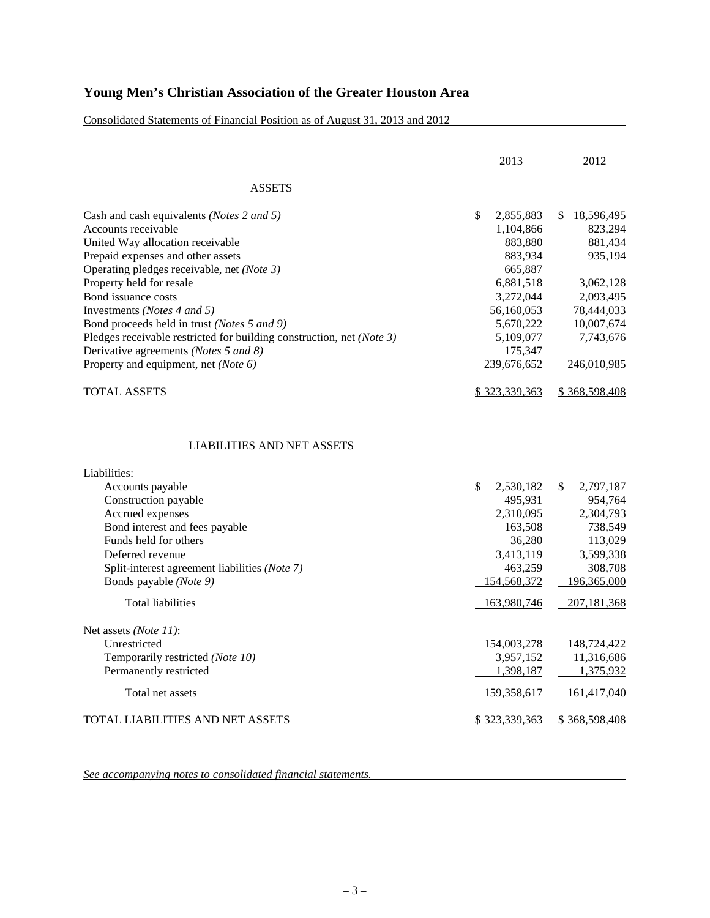# Young Men's Christian Association of the Greater Houston Area

Consolidated Statements of Financial Position as of August 31, 2013 and 2012

| | 2013 | 2012 |
|---|---|---|
| **ASSETS** | | |
| Cash and cash equivalents *(Notes 2 and 5)* | $ 2,855,883 | $ 18,596,495 |
| Accounts receivable | 1,104,866 | 823,294 |
| United Way allocation receivable | 883,880 | 881,434 |
| Prepaid expenses and other assets | 883,934 | 935,194 |
| Operating pledges receivable, net *(Note 3)* | 665,887 | |
| Property held for resale | 6,881,518 | 3,062,128 |
| Bond issuance costs | 3,272,044 | 2,093,495 |
| Investments *(Notes 4 and 5)* | 56,160,053 | 78,444,033 |
| Bond proceeds held in trust *(Notes 5 and 9)* | 5,670,222 | 10,007,674 |
| Pledges receivable restricted for building construction, net *(Note 3)* | 5,109,077 | 7,743,676 |
| Derivative agreements *(Notes 5 and 8)* | 175,347 | |
| Property and equipment, net *(Note 6)* | 239,676,652 | 246,010,985 |
| TOTAL ASSETS | $ 323,339,363 | $ 368,598,408 |
| **LIABILITIES AND NET ASSETS** | | |
| Liabilities: | | |
| Accounts payable | $ 2,530,182 | $ 2,797,187 |
| Construction payable | 495,931 | 954,764 |
| Accrued expenses | 2,310,095 | 2,304,793 |
| Bond interest and fees payable | 163,508 | 738,549 |
| Funds held for others | 36,280 | 113,029 |
| Deferred revenue | 3,413,119 | 3,599,338 |
| Split-interest agreement liabilities *(Note 7)* | 463,259 | 308,708 |
| Bonds payable *(Note 9)* | 154,568,372 | 196,365,000 |
| Total liabilities | 163,980,746 | 207,181,368 |
| Net assets *(Note 11)*: | | |
| Unrestricted | 154,003,278 | 148,724,422 |
| Temporarily restricted *(Note 10)* | 3,957,152 | 11,316,686 |
| Permanently restricted | 1,398,187 | 1,375,932 |
| Total net assets | 159,358,617 | 161,417,040 |
| TOTAL LIABILITIES AND NET ASSETS | $ 323,339,363 | $ 368,598,408 |

*See accompanying notes to consolidated financial statements.*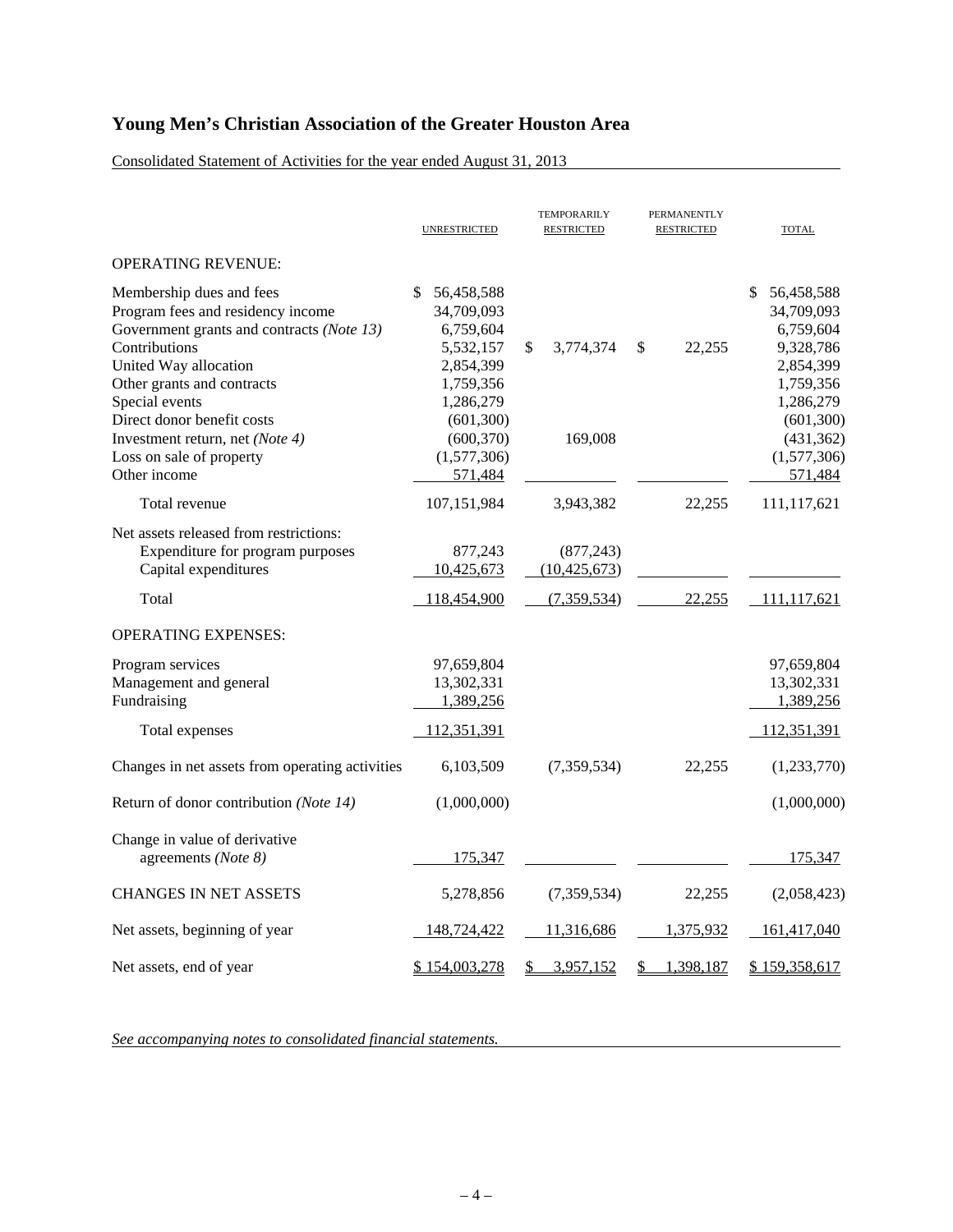# Young Men's Christian Association of the Greater Houston Area

Consolidated Statement of Activities for the year ended August 31, 2013

| | UNRESTRICTED | TEMPORARILY RESTRICTED | PERMANENTLY RESTRICTED | TOTAL |
|---|---|---|---|---|
| OPERATING REVENUE: | | | | |
| Membership dues and fees | $ 56,458,588 | | | $ 56,458,588 |
| Program fees and residency income | 34,709,093 | | | 34,709,093 |
| Government grants and contracts *(Note 13)* | 6,759,604 | | | 6,759,604 |
| Contributions | 5,532,157 | $ 3,774,374 | $ 22,255 | 9,328,786 |
| United Way allocation | 2,854,399 | | | 2,854,399 |
| Other grants and contracts | 1,759,356 | | | 1,759,356 |
| Special events | 1,286,279 | | | 1,286,279 |
| Direct donor benefit costs | (601,300) | | | (601,300) |
| Investment return, net *(Note 4)* | (600,370) | 169,008 | | (431,362) |
| Loss on sale of property | (1,577,306) | | | (1,577,306) |
| Other income | 571,484 | | | 571,484 |
| Total revenue | 107,151,984 | 3,943,382 | 22,255 | 111,117,621 |
| Net assets released from restrictions: | | | | |
| Expenditure for program purposes | 877,243 | (877,243) | | |
| Capital expenditures | 10,425,673 | (10,425,673) | | |
| Total | 118,454,900 | (7,359,534) | 22,255 | 111,117,621 |
| OPERATING EXPENSES: | | | | |
| Program services | 97,659,804 | | | 97,659,804 |
| Management and general | 13,302,331 | | | 13,302,331 |
| Fundraising | 1,389,256 | | | 1,389,256 |
| Total expenses | 112,351,391 | | | 112,351,391 |
| Changes in net assets from operating activities | 6,103,509 | (7,359,534) | 22,255 | (1,233,770) |
| Return of donor contribution *(Note 14)* | (1,000,000) | | | (1,000,000) |
| Change in value of derivative agreements *(Note 8)* | 175,347 | | | 175,347 |
| CHANGES IN NET ASSETS | 5,278,856 | (7,359,534) | 22,255 | (2,058,423) |
| Net assets, beginning of year | 148,724,422 | 11,316,686 | 1,375,932 | 161,417,040 |
| Net assets, end of year | $ 154,003,278 | $ 3,957,152 | $ 1,398,187 | $ 159,358,617 |

See accompanying notes to consolidated financial statements.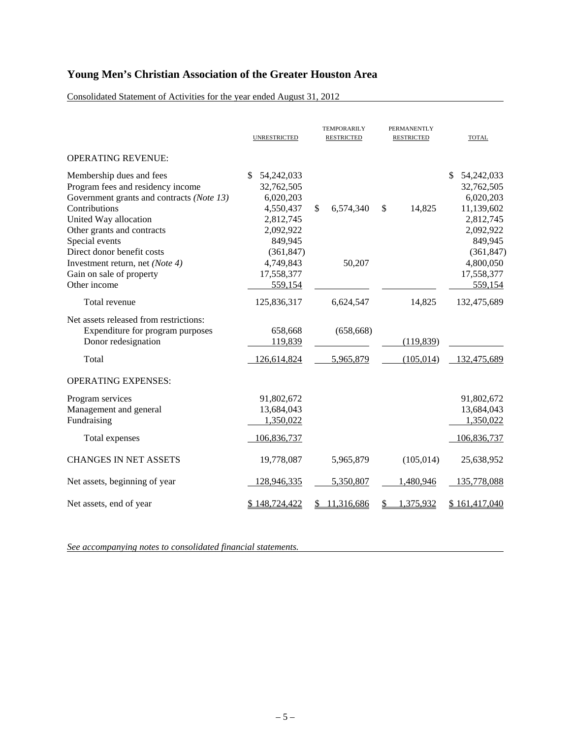# Young Men's Christian Association of the Greater Houston Area

Consolidated Statement of Activities for the year ended August 31, 2012

| | UNRESTRICTED | TEMPORARILY RESTRICTED | PERMANENTLY RESTRICTED | TOTAL |
|---|---|---|---|---|
| OPERATING REVENUE: | | | | |
| Membership dues and fees | $ 54,242,033 | | | $ 54,242,033 |
| Program fees and residency income | 32,762,505 | | | 32,762,505 |
| Government grants and contracts *(Note 13)* | 6,020,203 | | | 6,020,203 |
| Contributions | 4,550,437 | $ 6,574,340 | $ 14,825 | 11,139,602 |
| United Way allocation | 2,812,745 | | | 2,812,745 |
| Other grants and contracts | 2,092,922 | | | 2,092,922 |
| Special events | 849,945 | | | 849,945 |
| Direct donor benefit costs | (361,847) | | | (361,847) |
| Investment return, net *(Note 4)* | 4,749,843 | 50,207 | | 4,800,050 |
| Gain on sale of property | 17,558,377 | | | 17,558,377 |
| Other income | 559,154 | | | 559,154 |
| Total revenue | 125,836,317 | 6,624,547 | 14,825 | 132,475,689 |
| Net assets released from restrictions: | | | | |
| Expenditure for program purposes | 658,668 | (658,668) | | |
| Donor redesignation | 119,839 | | (119,839) | |
| Total | 126,614,824 | 5,965,879 | (105,014) | 132,475,689 |
| OPERATING EXPENSES: | | | | |
| Program services | 91,802,672 | | | 91,802,672 |
| Management and general | 13,684,043 | | | 13,684,043 |
| Fundraising | 1,350,022 | | | 1,350,022 |
| Total expenses | 106,836,737 | | | 106,836,737 |
| CHANGES IN NET ASSETS | 19,778,087 | 5,965,879 | (105,014) | 25,638,952 |
| Net assets, beginning of year | 128,946,335 | 5,350,807 | 1,480,946 | 135,778,088 |
| Net assets, end of year | $ 148,724,422 | $ 11,316,686 | $ 1,375,932 | $ 161,417,040 |

*See accompanying notes to consolidated financial statements.*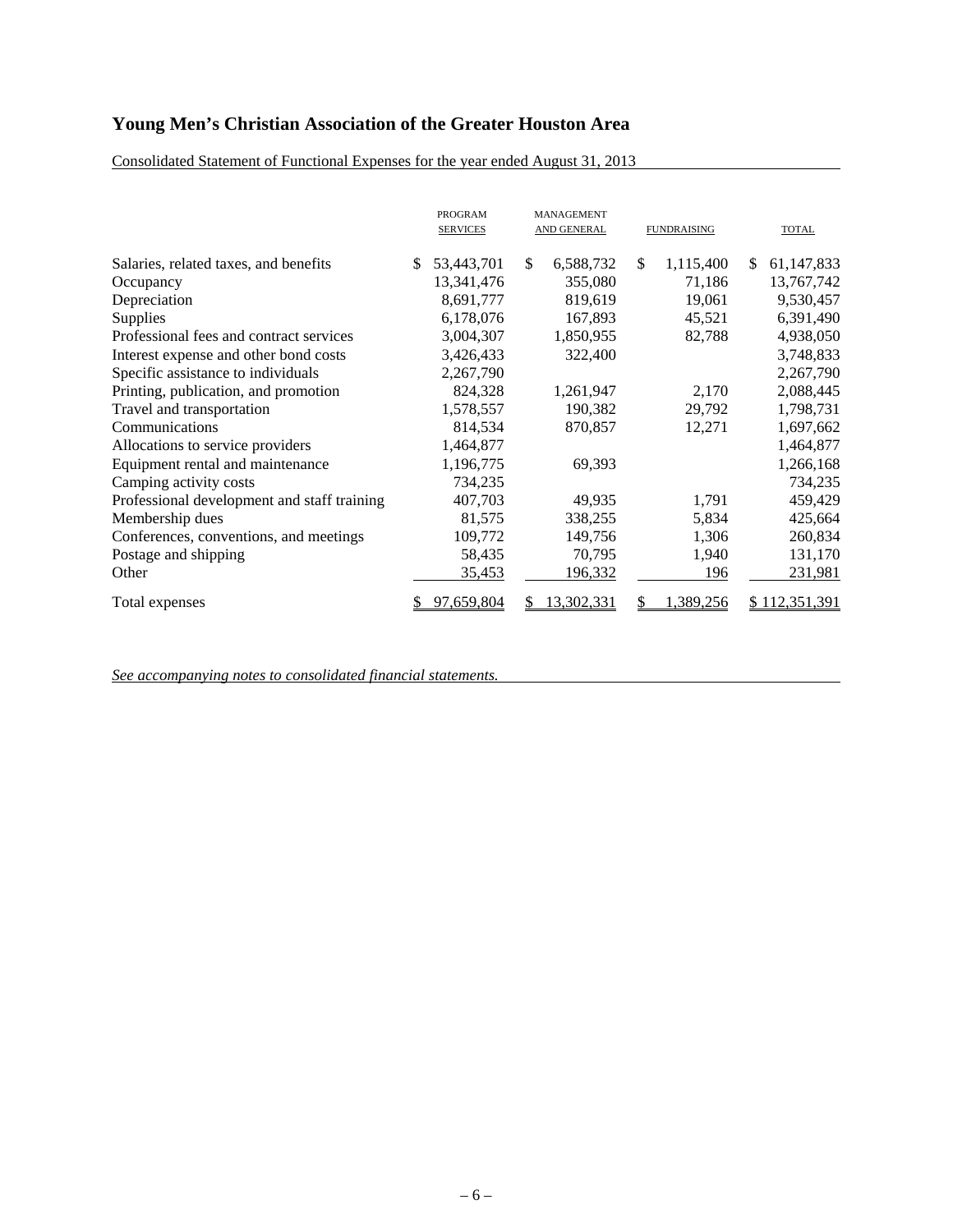# Young Men's Christian Association of the Greater Houston Area

Consolidated Statement of Functional Expenses for the year ended August 31, 2013

| | PROGRAM SERVICES | MANAGEMENT AND GENERAL | FUNDRAISING | TOTAL |
|---|---|---|---|---|
| Salaries, related taxes, and benefits | $ 53,443,701 | $ 6,588,732 | $ 1,115,400 | $ 61,147,833 |
| Occupancy | 13,341,476 | 355,080 | 71,186 | 13,767,742 |
| Depreciation | 8,691,777 | 819,619 | 19,061 | 9,530,457 |
| Supplies | 6,178,076 | 167,893 | 45,521 | 6,391,490 |
| Professional fees and contract services | 3,004,307 | 1,850,955 | 82,788 | 4,938,050 |
| Interest expense and other bond costs | 3,426,433 | 322,400 | | 3,748,833 |
| Specific assistance to individuals | 2,267,790 | | | 2,267,790 |
| Printing, publication, and promotion | 824,328 | 1,261,947 | 2,170 | 2,088,445 |
| Travel and transportation | 1,578,557 | 190,382 | 29,792 | 1,798,731 |
| Communications | 814,534 | 870,857 | 12,271 | 1,697,662 |
| Allocations to service providers | 1,464,877 | | | 1,464,877 |
| Equipment rental and maintenance | 1,196,775 | 69,393 | | 1,266,168 |
| Camping activity costs | 734,235 | | | 734,235 |
| Professional development and staff training | 407,703 | 49,935 | 1,791 | 459,429 |
| Membership dues | 81,575 | 338,255 | 5,834 | 425,664 |
| Conferences, conventions, and meetings | 109,772 | 149,756 | 1,306 | 260,834 |
| Postage and shipping | 58,435 | 70,795 | 1,940 | 131,170 |
| Other | 35,453 | 196,332 | 196 | 231,981 |
| Total expenses | $ 97,659,804 | $ 13,302,331 | $ 1,389,256 | $ 112,351,391 |

*See accompanying notes to consolidated financial statements.*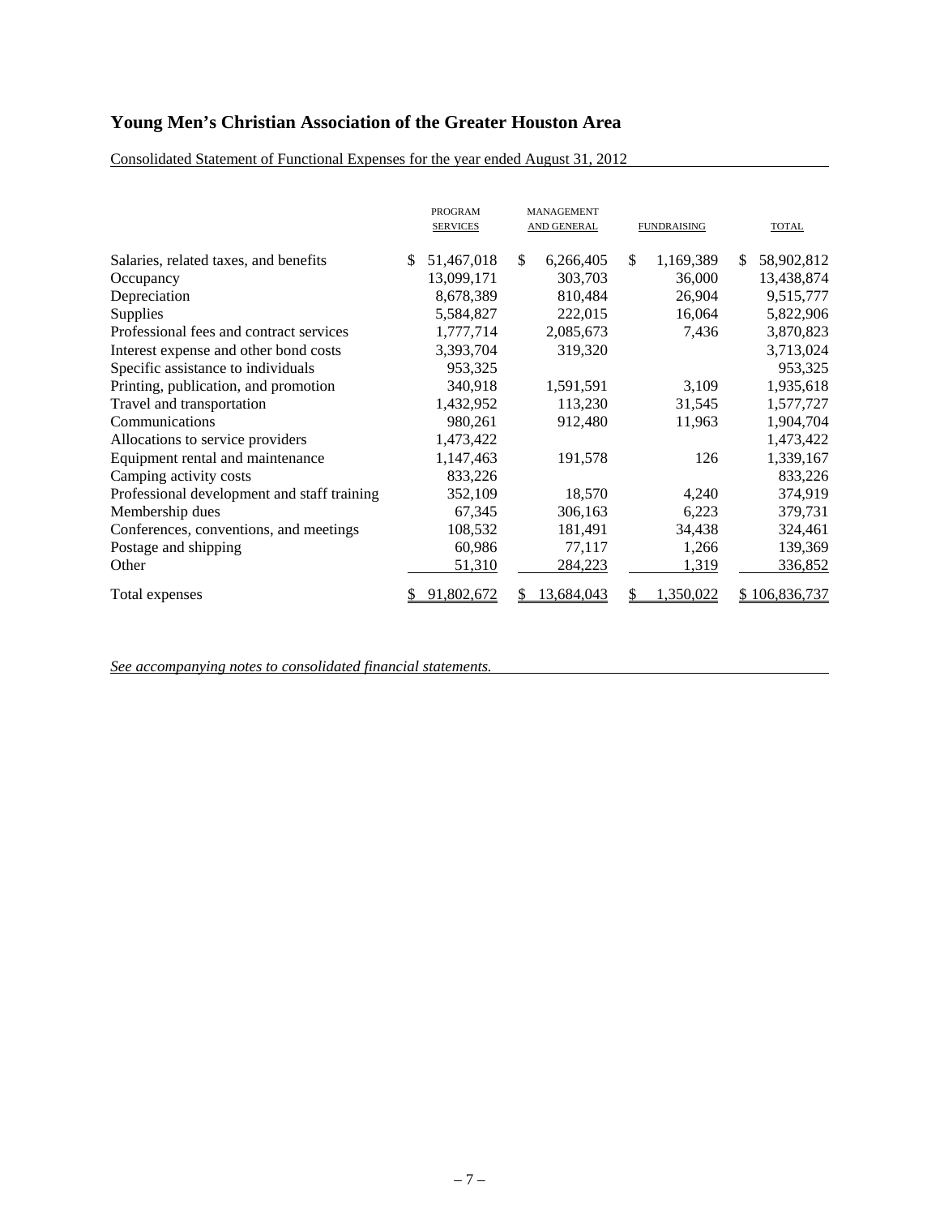# Young Men's Christian Association of the Greater Houston Area

Consolidated Statement of Functional Expenses for the year ended August 31, 2012

| | PROGRAM SERVICES | MANAGEMENT AND GENERAL | FUNDRAISING | TOTAL |
|---|---|---|---|---|
| Salaries, related taxes, and benefits | $ 51,467,018 | $ 6,266,405 | $ 1,169,389 | $ 58,902,812 |
| Occupancy | 13,099,171 | 303,703 | 36,000 | 13,438,874 |
| Depreciation | 8,678,389 | 810,484 | 26,904 | 9,515,777 |
| Supplies | 5,584,827 | 222,015 | 16,064 | 5,822,906 |
| Professional fees and contract services | 1,777,714 | 2,085,673 | 7,436 | 3,870,823 |
| Interest expense and other bond costs | 3,393,704 | 319,320 | | 3,713,024 |
| Specific assistance to individuals | 953,325 | | | 953,325 |
| Printing, publication, and promotion | 340,918 | 1,591,591 | 3,109 | 1,935,618 |
| Travel and transportation | 1,432,952 | 113,230 | 31,545 | 1,577,727 |
| Communications | 980,261 | 912,480 | 11,963 | 1,904,704 |
| Allocations to service providers | 1,473,422 | | | 1,473,422 |
| Equipment rental and maintenance | 1,147,463 | 191,578 | 126 | 1,339,167 |
| Camping activity costs | 833,226 | | | 833,226 |
| Professional development and staff training | 352,109 | 18,570 | 4,240 | 374,919 |
| Membership dues | 67,345 | 306,163 | 6,223 | 379,731 |
| Conferences, conventions, and meetings | 108,532 | 181,491 | 34,438 | 324,461 |
| Postage and shipping | 60,986 | 77,117 | 1,266 | 139,369 |
| Other | 51,310 | 284,223 | 1,319 | 336,852 |
| Total expenses | $ 91,802,672 | $ 13,684,043 | $ 1,350,022 | $ 106,836,737 |

*See accompanying notes to consolidated financial statements.*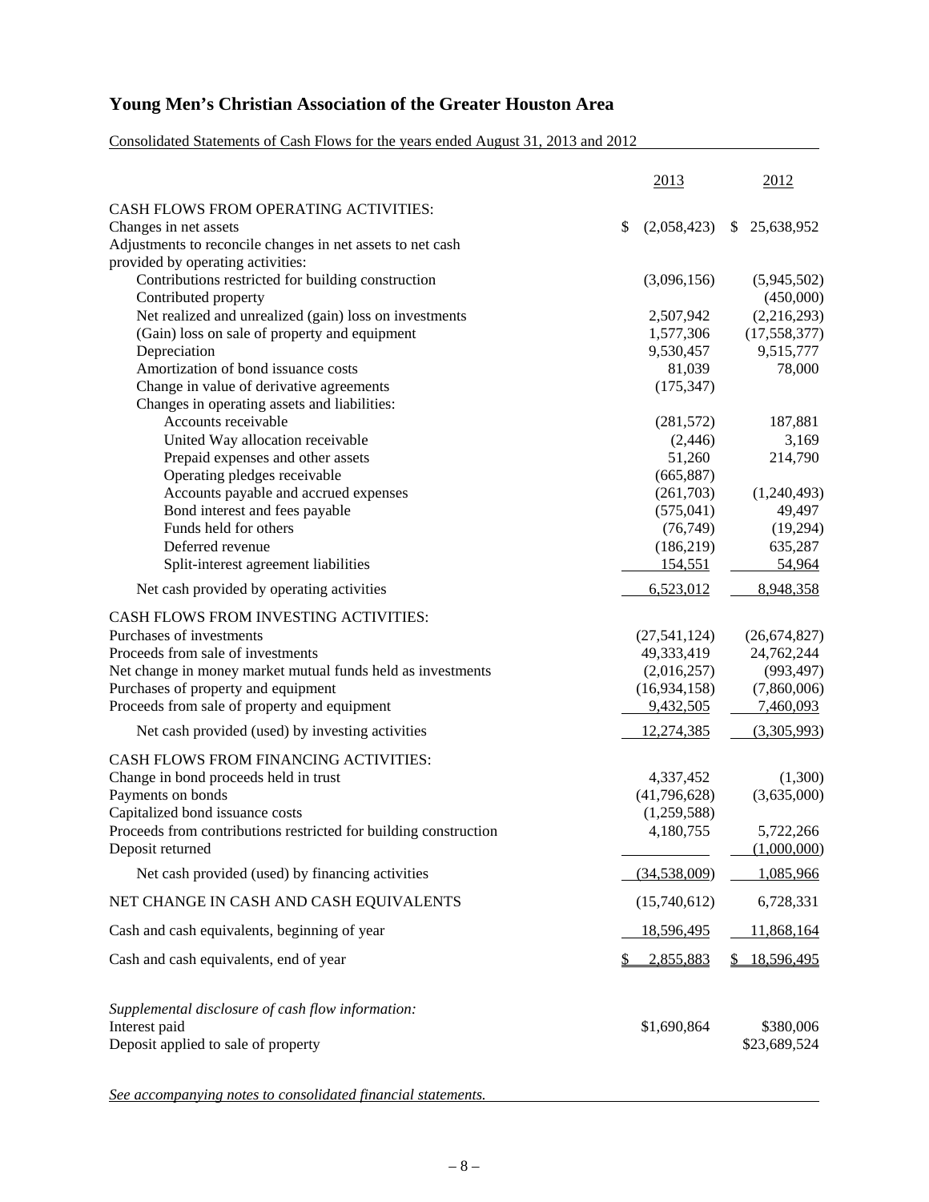# Young Men's Christian Association of the Greater Houston Area

Consolidated Statements of Cash Flows for the years ended August 31, 2013 and 2012

| | 2013 | 2012 |
|---|---|---|
| CASH FLOWS FROM OPERATING ACTIVITIES: | | |
| Changes in net assets | $ (2,058,423) | $ 25,638,952 |
| Adjustments to reconcile changes in net assets to net cash provided by operating activities: | | |
| Contributions restricted for building construction | (3,096,156) | (5,945,502) |
| Contributed property | | (450,000) |
| Net realized and unrealized (gain) loss on investments | 2,507,942 | (2,216,293) |
| (Gain) loss on sale of property and equipment | 1,577,306 | (17,558,377) |
| Depreciation | 9,530,457 | 9,515,777 |
| Amortization of bond issuance costs | 81,039 | 78,000 |
| Change in value of derivative agreements | (175,347) | |
| Changes in operating assets and liabilities: | | |
| Accounts receivable | (281,572) | 187,881 |
| United Way allocation receivable | (2,446) | 3,169 |
| Prepaid expenses and other assets | 51,260 | 214,790 |
| Operating pledges receivable | (665,887) | |
| Accounts payable and accrued expenses | (261,703) | (1,240,493) |
| Bond interest and fees payable | (575,041) | 49,497 |
| Funds held for others | (76,749) | (19,294) |
| Deferred revenue | (186,219) | 635,287 |
| Split-interest agreement liabilities | 154,551 | 54,964 |
| Net cash provided by operating activities | 6,523,012 | 8,948,358 |
| CASH FLOWS FROM INVESTING ACTIVITIES: | | |
| Purchases of investments | (27,541,124) | (26,674,827) |
| Proceeds from sale of investments | 49,333,419 | 24,762,244 |
| Net change in money market mutual funds held as investments | (2,016,257) | (993,497) |
| Purchases of property and equipment | (16,934,158) | (7,860,006) |
| Proceeds from sale of property and equipment | 9,432,505 | 7,460,093 |
| Net cash provided (used) by investing activities | 12,274,385 | (3,305,993) |
| CASH FLOWS FROM FINANCING ACTIVITIES: | | |
| Change in bond proceeds held in trust | 4,337,452 | (1,300) |
| Payments on bonds | (41,796,628) | (3,635,000) |
| Capitalized bond issuance costs | (1,259,588) | |
| Proceeds from contributions restricted for building construction | 4,180,755 | 5,722,266 |
| Deposit returned | | (1,000,000) |
| Net cash provided (used) by financing activities | (34,538,009) | 1,085,966 |
| NET CHANGE IN CASH AND CASH EQUIVALENTS | (15,740,612) | 6,728,331 |
| Cash and cash equivalents, beginning of year | 18,596,495 | 11,868,164 |
| Cash and cash equivalents, end of year | $ 2,855,883 | $ 18,596,495 |

*Supplemental disclosure of cash flow information:*

| | 2013 | 2012 |
|---|---|---|
| Interest paid | $1,690,864 | $380,006 |
| Deposit applied to sale of property | | $23,689,524 |

*See accompanying notes to consolidated financial statements.*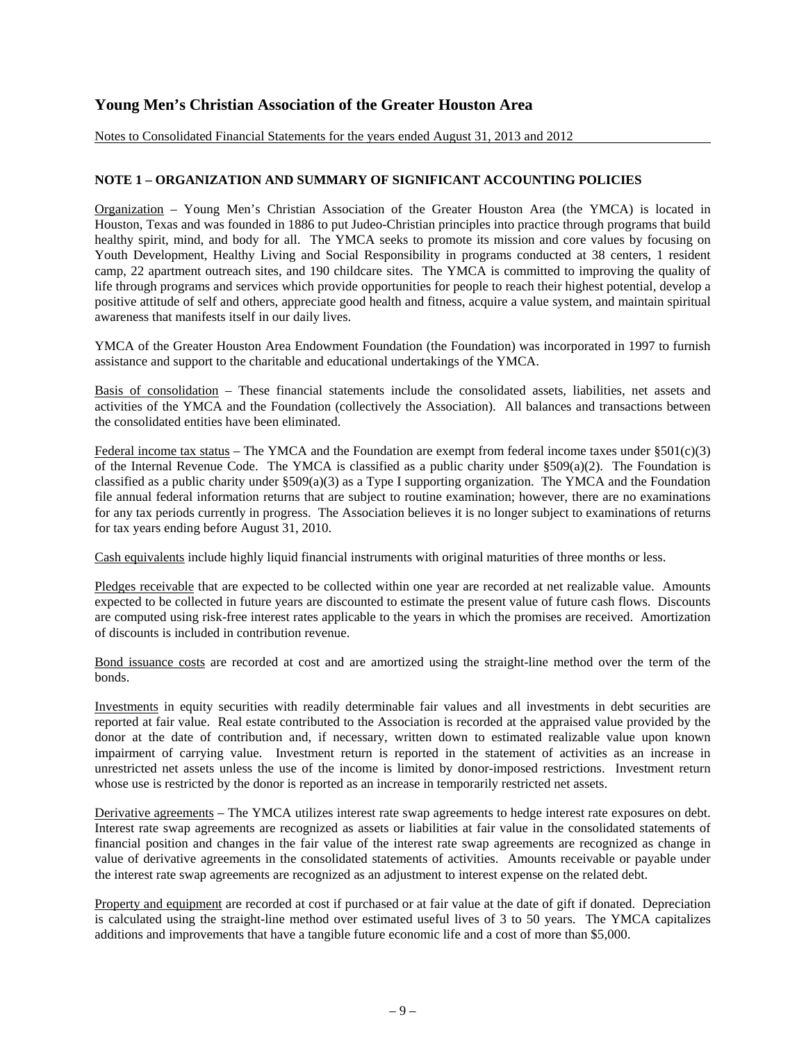# Young Men's Christian Association of the Greater Houston Area

Notes to Consolidated Financial Statements for the years ended August 31, 2013 and 2012

## NOTE 1 – ORGANIZATION AND SUMMARY OF SIGNIFICANT ACCOUNTING POLICIES

Organization – Young Men's Christian Association of the Greater Houston Area (the YMCA) is located in Houston, Texas and was founded in 1886 to put Judeo-Christian principles into practice through programs that build healthy spirit, mind, and body for all. The YMCA seeks to promote its mission and core values by focusing on Youth Development, Healthy Living and Social Responsibility in programs conducted at 38 centers, 1 resident camp, 22 apartment outreach sites, and 190 childcare sites. The YMCA is committed to improving the quality of life through programs and services which provide opportunities for people to reach their highest potential, develop a positive attitude of self and others, appreciate good health and fitness, acquire a value system, and maintain spiritual awareness that manifests itself in our daily lives.

YMCA of the Greater Houston Area Endowment Foundation (the Foundation) was incorporated in 1997 to furnish assistance and support to the charitable and educational undertakings of the YMCA.

Basis of consolidation – These financial statements include the consolidated assets, liabilities, net assets and activities of the YMCA and the Foundation (collectively the Association). All balances and transactions between the consolidated entities have been eliminated.

Federal income tax status – The YMCA and the Foundation are exempt from federal income taxes under §501(c)(3) of the Internal Revenue Code. The YMCA is classified as a public charity under §509(a)(2). The Foundation is classified as a public charity under §509(a)(3) as a Type I supporting organization. The YMCA and the Foundation file annual federal information returns that are subject to routine examination; however, there are no examinations for any tax periods currently in progress. The Association believes it is no longer subject to examinations of returns for tax years ending before August 31, 2010.

Cash equivalents include highly liquid financial instruments with original maturities of three months or less.

Pledges receivable that are expected to be collected within one year are recorded at net realizable value. Amounts expected to be collected in future years are discounted to estimate the present value of future cash flows. Discounts are computed using risk-free interest rates applicable to the years in which the promises are received. Amortization of discounts is included in contribution revenue.

Bond issuance costs are recorded at cost and are amortized using the straight-line method over the term of the bonds.

Investments in equity securities with readily determinable fair values and all investments in debt securities are reported at fair value. Real estate contributed to the Association is recorded at the appraised value provided by the donor at the date of contribution and, if necessary, written down to estimated realizable value upon known impairment of carrying value. Investment return is reported in the statement of activities as an increase in unrestricted net assets unless the use of the income is limited by donor-imposed restrictions. Investment return whose use is restricted by the donor is reported as an increase in temporarily restricted net assets.

Derivative agreements – The YMCA utilizes interest rate swap agreements to hedge interest rate exposures on debt. Interest rate swap agreements are recognized as assets or liabilities at fair value in the consolidated statements of financial position and changes in the fair value of the interest rate swap agreements are recognized as change in value of derivative agreements in the consolidated statements of activities. Amounts receivable or payable under the interest rate swap agreements are recognized as an adjustment to interest expense on the related debt.

Property and equipment are recorded at cost if purchased or at fair value at the date of gift if donated. Depreciation is calculated using the straight-line method over estimated useful lives of 3 to 50 years. The YMCA capitalizes additions and improvements that have a tangible future economic life and a cost of more than $5,000.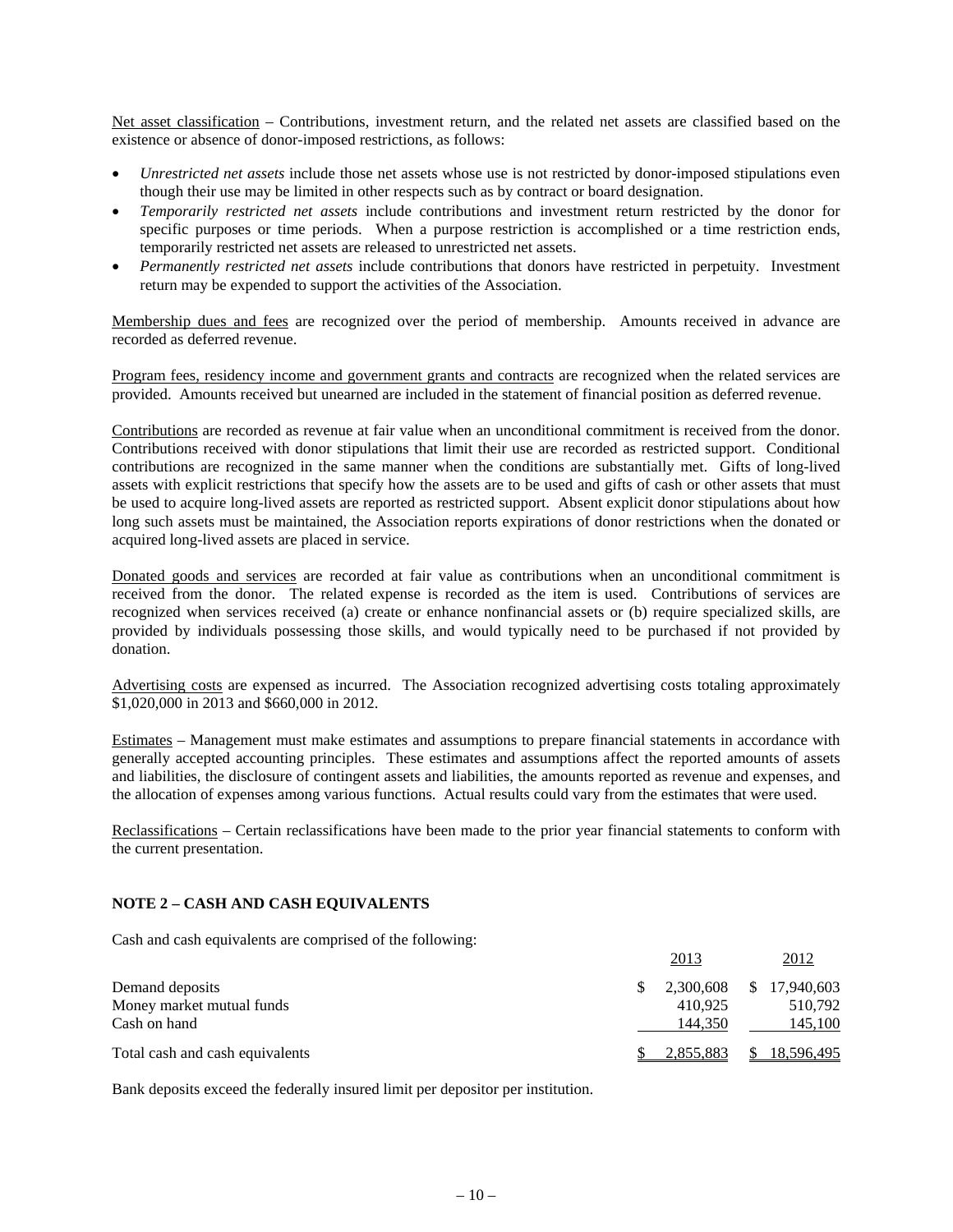Net asset classification – Contributions, investment return, and the related net assets are classified based on the existence or absence of donor-imposed restrictions, as follows:

- *Unrestricted net assets* include those net assets whose use is not restricted by donor-imposed stipulations even though their use may be limited in other respects such as by contract or board designation.
- *Temporarily restricted net assets* include contributions and investment return restricted by the donor for specific purposes or time periods. When a purpose restriction is accomplished or a time restriction ends, temporarily restricted net assets are released to unrestricted net assets.
- *Permanently restricted net assets* include contributions that donors have restricted in perpetuity. Investment return may be expended to support the activities of the Association.

Membership dues and fees are recognized over the period of membership. Amounts received in advance are recorded as deferred revenue.

Program fees, residency income and government grants and contracts are recognized when the related services are provided. Amounts received but unearned are included in the statement of financial position as deferred revenue.

Contributions are recorded as revenue at fair value when an unconditional commitment is received from the donor. Contributions received with donor stipulations that limit their use are recorded as restricted support. Conditional contributions are recognized in the same manner when the conditions are substantially met. Gifts of long-lived assets with explicit restrictions that specify how the assets are to be used and gifts of cash or other assets that must be used to acquire long-lived assets are reported as restricted support. Absent explicit donor stipulations about how long such assets must be maintained, the Association reports expirations of donor restrictions when the donated or acquired long-lived assets are placed in service.

Donated goods and services are recorded at fair value as contributions when an unconditional commitment is received from the donor. The related expense is recorded as the item is used. Contributions of services are recognized when services received (a) create or enhance nonfinancial assets or (b) require specialized skills, are provided by individuals possessing those skills, and would typically need to be purchased if not provided by donation.

Advertising costs are expensed as incurred. The Association recognized advertising costs totaling approximately $1,020,000 in 2013 and $660,000 in 2012.

Estimates – Management must make estimates and assumptions to prepare financial statements in accordance with generally accepted accounting principles. These estimates and assumptions affect the reported amounts of assets and liabilities, the disclosure of contingent assets and liabilities, the amounts reported as revenue and expenses, and the allocation of expenses among various functions. Actual results could vary from the estimates that were used.

Reclassifications – Certain reclassifications have been made to the prior year financial statements to conform with the current presentation.

**NOTE 2 – CASH AND CASH EQUIVALENTS**

Cash and cash equivalents are comprised of the following:

| | 2013 | 2012 |
|---|---|---|
| Demand deposits | $ 2,300,608 | $ 17,940,603 |
| Money market mutual funds | 410,925 | 510,792 |
| Cash on hand | 144,350 | 145,100 |
| Total cash and cash equivalents | $ 2,855,883 | $ 18,596,495 |

Bank deposits exceed the federally insured limit per depositor per institution.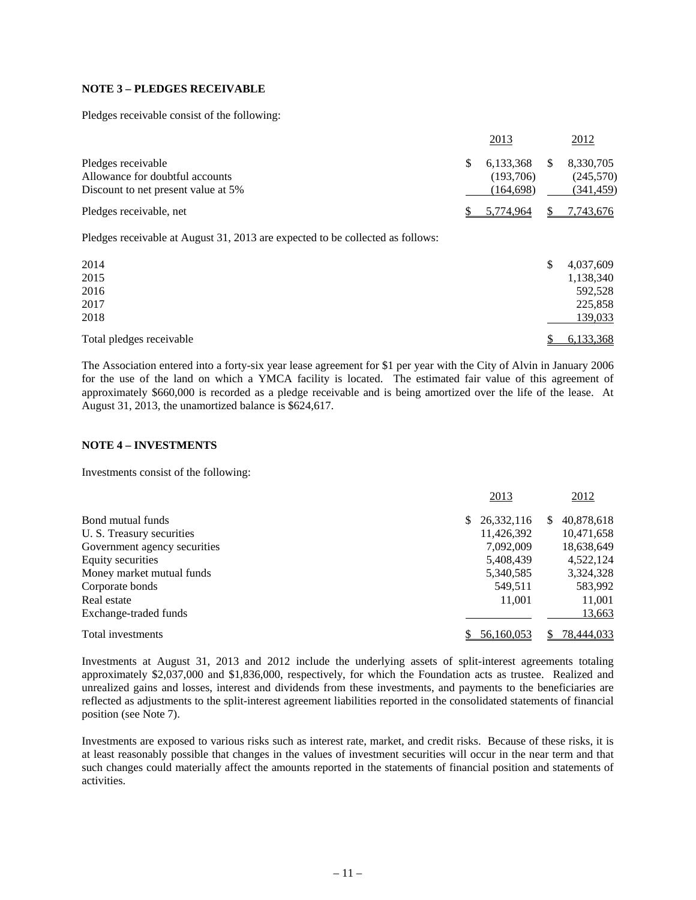**NOTE 3 – PLEDGES RECEIVABLE**

Pledges receivable consist of the following:

| | 2013 | 2012 |
|---|---|---|
| Pledges receivable | $ 6,133,368 | $ 8,330,705 |
| Allowance for doubtful accounts | (193,706) | (245,570) |
| Discount to net present value at 5% | (164,698) | (341,459) |
| Pledges receivable, net | $ 5,774,964 | $ 7,743,676 |

Pledges receivable at August 31, 2013 are expected to be collected as follows:

| | |
|---|---|
| 2014 | $ 4,037,609 |
| 2015 | 1,138,340 |
| 2016 | 592,528 |
| 2017 | 225,858 |
| 2018 | 139,033 |
| Total pledges receivable | $ 6,133,368 |

The Association entered into a forty-six year lease agreement for $1 per year with the City of Alvin in January 2006 for the use of the land on which a YMCA facility is located. The estimated fair value of this agreement of approximately $660,000 is recorded as a pledge receivable and is being amortized over the life of the lease. At August 31, 2013, the unamortized balance is $624,617.

**NOTE 4 – INVESTMENTS**

Investments consist of the following:

| | 2013 | 2012 |
|---|---|---|
| Bond mutual funds | $ 26,332,116 | $ 40,878,618 |
| U. S. Treasury securities | 11,426,392 | 10,471,658 |
| Government agency securities | 7,092,009 | 18,638,649 |
| Equity securities | 5,408,439 | 4,522,124 |
| Money market mutual funds | 5,340,585 | 3,324,328 |
| Corporate bonds | 549,511 | 583,992 |
| Real estate | 11,001 | 11,001 |
| Exchange-traded funds | | 13,663 |
| Total investments | $ 56,160,053 | $ 78,444,033 |

Investments at August 31, 2013 and 2012 include the underlying assets of split-interest agreements totaling approximately $2,037,000 and $1,836,000, respectively, for which the Foundation acts as trustee. Realized and unrealized gains and losses, interest and dividends from these investments, and payments to the beneficiaries are reflected as adjustments to the split-interest agreement liabilities reported in the consolidated statements of financial position (see Note 7).

Investments are exposed to various risks such as interest rate, market, and credit risks. Because of these risks, it is at least reasonably possible that changes in the values of investment securities will occur in the near term and that such changes could materially affect the amounts reported in the statements of financial position and statements of activities.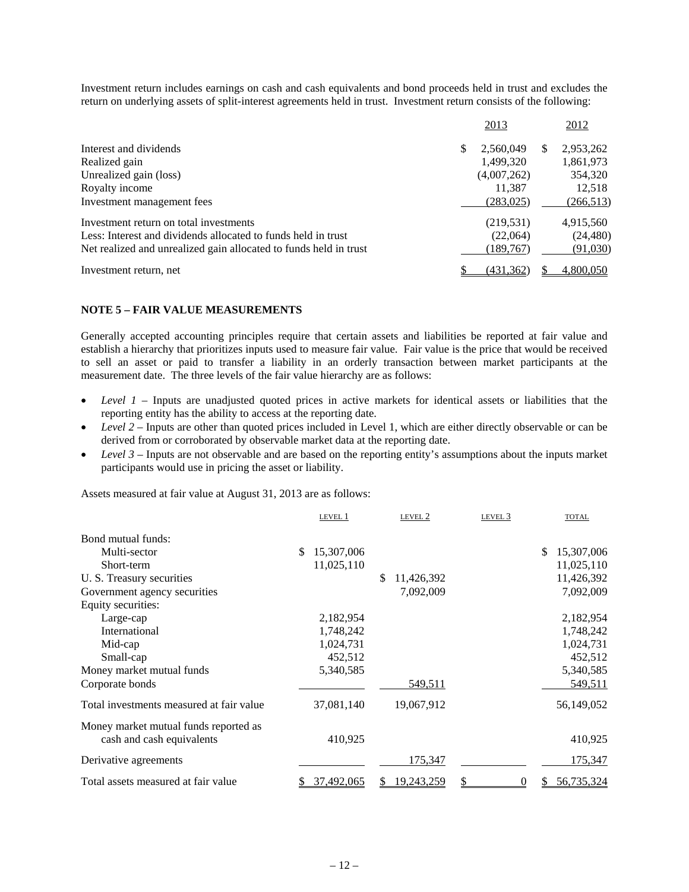Investment return includes earnings on cash and cash equivalents and bond proceeds held in trust and excludes the return on underlying assets of split-interest agreements held in trust. Investment return consists of the following:

| | 2013 | 2012 |
|---|---|---|
| Interest and dividends | $ 2,560,049 | $ 2,953,262 |
| Realized gain | 1,499,320 | 1,861,973 |
| Unrealized gain (loss) | (4,007,262) | 354,320 |
| Royalty income | 11,387 | 12,518 |
| Investment management fees | (283,025) | (266,513) |
| Investment return on total investments | (219,531) | 4,915,560 |
| Less: Interest and dividends allocated to funds held in trust | (22,064) | (24,480) |
| Net realized and unrealized gain allocated to funds held in trust | (189,767) | (91,030) |
| Investment return, net | $ (431,362) | $ 4,800,050 |

**NOTE 5 – FAIR VALUE MEASUREMENTS**

Generally accepted accounting principles require that certain assets and liabilities be reported at fair value and establish a hierarchy that prioritizes inputs used to measure fair value. Fair value is the price that would be received to sell an asset or paid to transfer a liability in an orderly transaction between market participants at the measurement date. The three levels of the fair value hierarchy are as follows:

- *Level 1* – Inputs are unadjusted quoted prices in active markets for identical assets or liabilities that the reporting entity has the ability to access at the reporting date.
- *Level 2* – Inputs are other than quoted prices included in Level 1, which are either directly observable or can be derived from or corroborated by observable market data at the reporting date.
- *Level 3* – Inputs are not observable and are based on the reporting entity's assumptions about the inputs market participants would use in pricing the asset or liability.

Assets measured at fair value at August 31, 2013 are as follows:

| | LEVEL 1 | LEVEL 2 | LEVEL 3 | TOTAL |
|---|---|---|---|---|
| Bond mutual funds: | | | | |
| Multi-sector | $ 15,307,006 | | | $ 15,307,006 |
| Short-term | 11,025,110 | | | 11,025,110 |
| U. S. Treasury securities | | $ 11,426,392 | | 11,426,392 |
| Government agency securities | | 7,092,009 | | 7,092,009 |
| Equity securities: | | | | |
| Large-cap | 2,182,954 | | | 2,182,954 |
| International | 1,748,242 | | | 1,748,242 |
| Mid-cap | 1,024,731 | | | 1,024,731 |
| Small-cap | 452,512 | | | 452,512 |
| Money market mutual funds | 5,340,585 | | | 5,340,585 |
| Corporate bonds | | 549,511 | | 549,511 |
| Total investments measured at fair value | 37,081,140 | 19,067,912 | | 56,149,052 |
| Money market mutual funds reported as cash and cash equivalents | 410,925 | | | 410,925 |
| Derivative agreements | | 175,347 | | 175,347 |
| Total assets measured at fair value | $ 37,492,065 | $ 19,243,259 | $ 0 | $ 56,735,324 |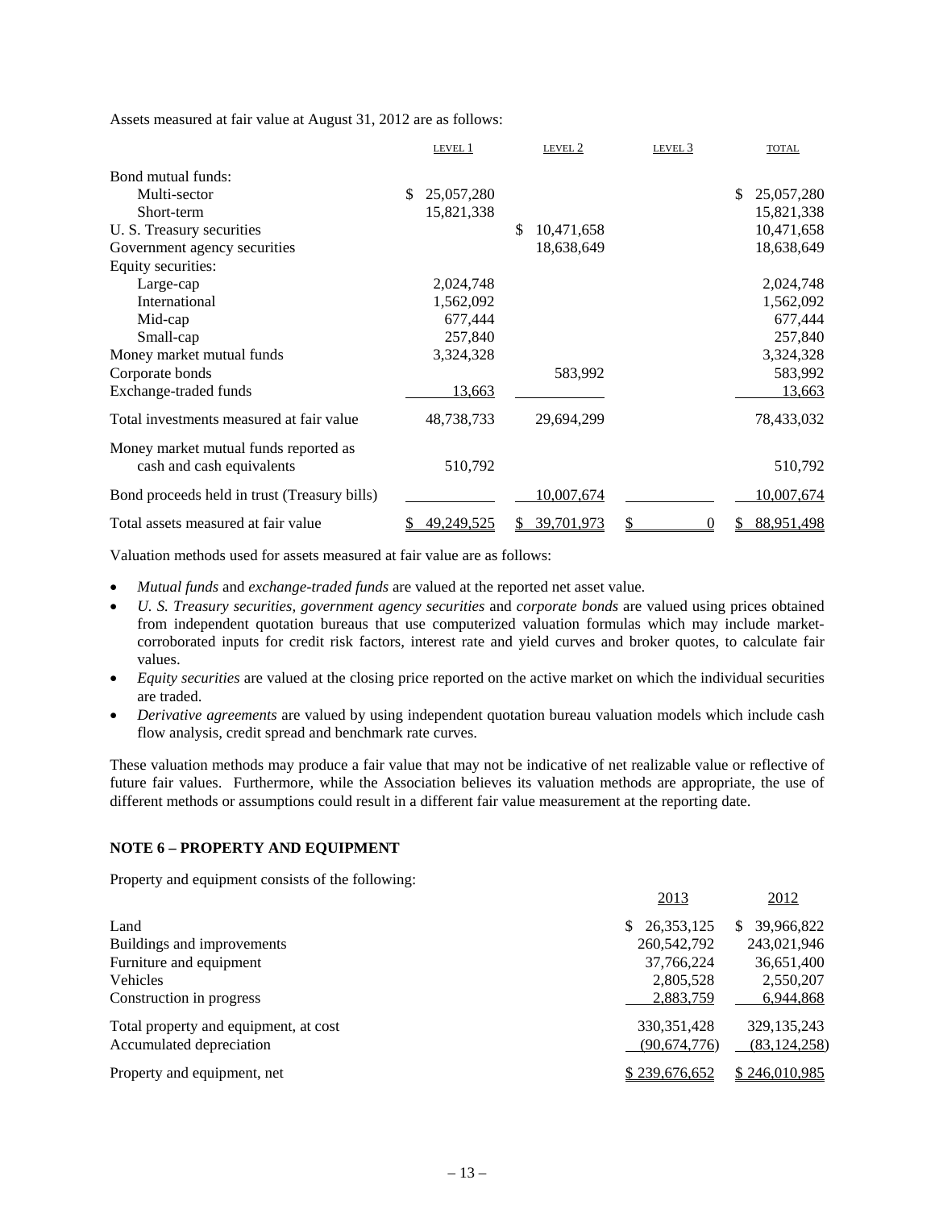Assets measured at fair value at August 31, 2012 are as follows:

| | LEVEL 1 | LEVEL 2 | LEVEL 3 | TOTAL |
|---|---|---|---|---|
| Bond mutual funds: | | | | |
| Multi-sector | $ 25,057,280 | | | $ 25,057,280 |
| Short-term | 15,821,338 | | | 15,821,338 |
| U. S. Treasury securities | | $ 10,471,658 | | 10,471,658 |
| Government agency securities | | 18,638,649 | | 18,638,649 |
| Equity securities: | | | | |
| Large-cap | 2,024,748 | | | 2,024,748 |
| International | 1,562,092 | | | 1,562,092 |
| Mid-cap | 677,444 | | | 677,444 |
| Small-cap | 257,840 | | | 257,840 |
| Money market mutual funds | 3,324,328 | | | 3,324,328 |
| Corporate bonds | | 583,992 | | 583,992 |
| Exchange-traded funds | 13,663 | | | 13,663 |
| Total investments measured at fair value | 48,738,733 | 29,694,299 | | 78,433,032 |
| Money market mutual funds reported as cash and cash equivalents | 510,792 | | | 510,792 |
| Bond proceeds held in trust (Treasury bills) | | 10,007,674 | | 10,007,674 |
| Total assets measured at fair value | $ 49,249,525 | $ 39,701,973 | $ 0 | $ 88,951,498 |

Valuation methods used for assets measured at fair value are as follows:

- *Mutual funds* and *exchange-traded funds* are valued at the reported net asset value.
- *U. S. Treasury securities, government agency securities* and *corporate bonds* are valued using prices obtained from independent quotation bureaus that use computerized valuation formulas which may include market-corroborated inputs for credit risk factors, interest rate and yield curves and broker quotes, to calculate fair values.
- *Equity securities* are valued at the closing price reported on the active market on which the individual securities are traded.
- *Derivative agreements* are valued by using independent quotation bureau valuation models which include cash flow analysis, credit spread and benchmark rate curves.

These valuation methods may produce a fair value that may not be indicative of net realizable value or reflective of future fair values. Furthermore, while the Association believes its valuation methods are appropriate, the use of different methods or assumptions could result in a different fair value measurement at the reporting date.

**NOTE 6 – PROPERTY AND EQUIPMENT**

Property and equipment consists of the following:

| | 2013 | 2012 |
|---|---|---|
| Land | $ 26,353,125 | $ 39,966,822 |
| Buildings and improvements | 260,542,792 | 243,021,946 |
| Furniture and equipment | 37,766,224 | 36,651,400 |
| Vehicles | 2,805,528 | 2,550,207 |
| Construction in progress | 2,883,759 | 6,944,868 |
| Total property and equipment, at cost | 330,351,428 | 329,135,243 |
| Accumulated depreciation | (90,674,776) | (83,124,258) |
| Property and equipment, net | $ 239,676,652 | $ 246,010,985 |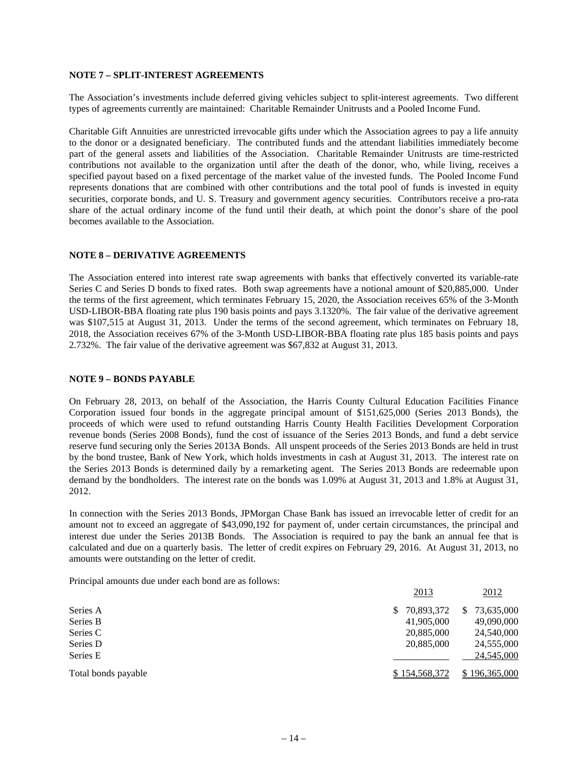## NOTE 7 – SPLIT-INTEREST AGREEMENTS

The Association's investments include deferred giving vehicles subject to split-interest agreements. Two different types of agreements currently are maintained: Charitable Remainder Unitrusts and a Pooled Income Fund.

Charitable Gift Annuities are unrestricted irrevocable gifts under which the Association agrees to pay a life annuity to the donor or a designated beneficiary. The contributed funds and the attendant liabilities immediately become part of the general assets and liabilities of the Association. Charitable Remainder Unitrusts are time-restricted contributions not available to the organization until after the death of the donor, who, while living, receives a specified payout based on a fixed percentage of the market value of the invested funds. The Pooled Income Fund represents donations that are combined with other contributions and the total pool of funds is invested in equity securities, corporate bonds, and U. S. Treasury and government agency securities. Contributors receive a pro-rata share of the actual ordinary income of the fund until their death, at which point the donor's share of the pool becomes available to the Association.

## NOTE 8 – DERIVATIVE AGREEMENTS

The Association entered into interest rate swap agreements with banks that effectively converted its variable-rate Series C and Series D bonds to fixed rates. Both swap agreements have a notional amount of $20,885,000. Under the terms of the first agreement, which terminates February 15, 2020, the Association receives 65% of the 3-Month USD-LIBOR-BBA floating rate plus 190 basis points and pays 3.1320%. The fair value of the derivative agreement was $107,515 at August 31, 2013. Under the terms of the second agreement, which terminates on February 18, 2018, the Association receives 67% of the 3-Month USD-LIBOR-BBA floating rate plus 185 basis points and pays 2.732%. The fair value of the derivative agreement was $67,832 at August 31, 2013.

## NOTE 9 – BONDS PAYABLE

On February 28, 2013, on behalf of the Association, the Harris County Cultural Education Facilities Finance Corporation issued four bonds in the aggregate principal amount of $151,625,000 (Series 2013 Bonds), the proceeds of which were used to refund outstanding Harris County Health Facilities Development Corporation revenue bonds (Series 2008 Bonds), fund the cost of issuance of the Series 2013 Bonds, and fund a debt service reserve fund securing only the Series 2013A Bonds. All unspent proceeds of the Series 2013 Bonds are held in trust by the bond trustee, Bank of New York, which holds investments in cash at August 31, 2013. The interest rate on the Series 2013 Bonds is determined daily by a remarketing agent. The Series 2013 Bonds are redeemable upon demand by the bondholders. The interest rate on the bonds was 1.09% at August 31, 2013 and 1.8% at August 31, 2012.

In connection with the Series 2013 Bonds, JPMorgan Chase Bank has issued an irrevocable letter of credit for an amount not to exceed an aggregate of $43,090,192 for payment of, under certain circumstances, the principal and interest due under the Series 2013B Bonds. The Association is required to pay the bank an annual fee that is calculated and due on a quarterly basis. The letter of credit expires on February 29, 2016. At August 31, 2013, no amounts were outstanding on the letter of credit.

Principal amounts due under each bond are as follows:

| | 2013 | 2012 |
|---|---|---|
| Series A | $ 70,893,372 | $ 73,635,000 |
| Series B | 41,905,000 | 49,090,000 |
| Series C | 20,885,000 | 24,540,000 |
| Series D | 20,885,000 | 24,555,000 |
| Series E | | 24,545,000 |
| Total bonds payable | $ 154,568,372 | $ 196,365,000 |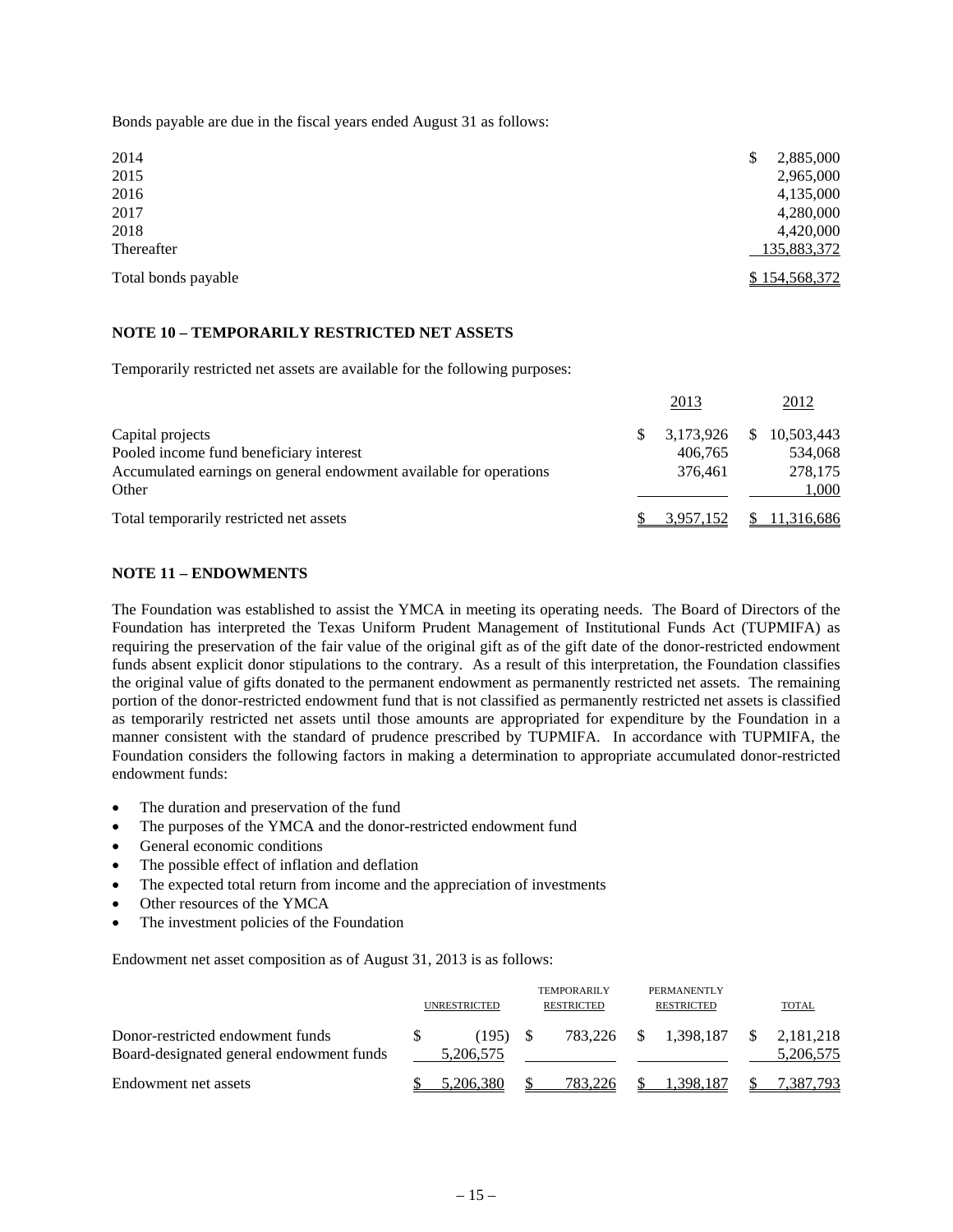Bonds payable are due in the fiscal years ended August 31 as follows:

| | |
|---|---|
| 2014 | $ 2,885,000 |
| 2015 | 2,965,000 |
| 2016 | 4,135,000 |
| 2017 | 4,280,000 |
| 2018 | 4,420,000 |
| Thereafter | 135,883,372 |
| Total bonds payable | $ 154,568,372 |

**NOTE 10 – TEMPORARILY RESTRICTED NET ASSETS**

Temporarily restricted net assets are available for the following purposes:

| | 2013 | 2012 |
|---|---|---|
| Capital projects | $ 3,173,926 | $ 10,503,443 |
| Pooled income fund beneficiary interest | 406,765 | 534,068 |
| Accumulated earnings on general endowment available for operations | 376,461 | 278,175 |
| Other | | 1,000 |
| Total temporarily restricted net assets | $ 3,957,152 | $ 11,316,686 |

**NOTE 11 – ENDOWMENTS**

The Foundation was established to assist the YMCA in meeting its operating needs. The Board of Directors of the Foundation has interpreted the Texas Uniform Prudent Management of Institutional Funds Act (TUPMIFA) as requiring the preservation of the fair value of the original gift as of the gift date of the donor-restricted endowment funds absent explicit donor stipulations to the contrary. As a result of this interpretation, the Foundation classifies the original value of gifts donated to the permanent endowment as permanently restricted net assets. The remaining portion of the donor-restricted endowment fund that is not classified as permanently restricted net assets is classified as temporarily restricted net assets until those amounts are appropriated for expenditure by the Foundation in a manner consistent with the standard of prudence prescribed by TUPMIFA. In accordance with TUPMIFA, the Foundation considers the following factors in making a determination to appropriate accumulated donor-restricted endowment funds:

- The duration and preservation of the fund
- The purposes of the YMCA and the donor-restricted endowment fund
- General economic conditions
- The possible effect of inflation and deflation
- The expected total return from income and the appreciation of investments
- Other resources of the YMCA
- The investment policies of the Foundation

Endowment net asset composition as of August 31, 2013 is as follows:

| | UNRESTRICTED | TEMPORARILY RESTRICTED | PERMANENTLY RESTRICTED | TOTAL |
|---|---|---|---|---|
| Donor-restricted endowment funds | $ (195) | $ 783,226 | $ 1,398,187 | $ 2,181,218 |
| Board-designated general endowment funds | 5,206,575 | | | 5,206,575 |
| Endowment net assets | $ 5,206,380 | $ 783,226 | $ 1,398,187 | $ 7,387,793 |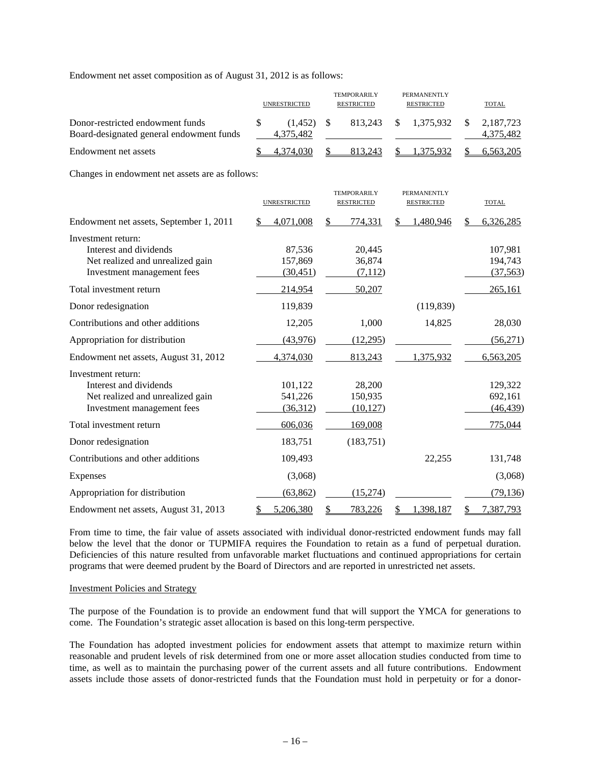Endowment net asset composition as of August 31, 2012 is as follows:

| | UNRESTRICTED | TEMPORARILY RESTRICTED | PERMANENTLY RESTRICTED | TOTAL |
|---|---|---|---|---|
| Donor-restricted endowment funds | $ (1,452) | $ 813,243 | $ 1,375,932 | $ 2,187,723 |
| Board-designated general endowment funds | 4,375,482 | | | 4,375,482 |
| Endowment net assets | $ 4,374,030 | $ 813,243 | $ 1,375,932 | $ 6,563,205 |

Changes in endowment net assets are as follows:

| | UNRESTRICTED | TEMPORARILY RESTRICTED | PERMANENTLY RESTRICTED | TOTAL |
|---|---|---|---|---|
| Endowment net assets, September 1, 2011 | $ 4,071,008 | $ 774,331 | $ 1,480,946 | $ 6,326,285 |
| Investment return: | | | | |
| Interest and dividends | 87,536 | 20,445 | | 107,981 |
| Net realized and unrealized gain | 157,869 | 36,874 | | 194,743 |
| Investment management fees | (30,451) | (7,112) | | (37,563) |
| Total investment return | 214,954 | 50,207 | | 265,161 |
| Donor redesignation | 119,839 | | (119,839) | |
| Contributions and other additions | 12,205 | 1,000 | 14,825 | 28,030 |
| Appropriation for distribution | (43,976) | (12,295) | | (56,271) |
| Endowment net assets, August 31, 2012 | 4,374,030 | 813,243 | 1,375,932 | 6,563,205 |
| Investment return: | | | | |
| Interest and dividends | 101,122 | 28,200 | | 129,322 |
| Net realized and unrealized gain | 541,226 | 150,935 | | 692,161 |
| Investment management fees | (36,312) | (10,127) | | (46,439) |
| Total investment return | 606,036 | 169,008 | | 775,044 |
| Donor redesignation | 183,751 | (183,751) | | |
| Contributions and other additions | 109,493 | | 22,255 | 131,748 |
| Expenses | (3,068) | | | (3,068) |
| Appropriation for distribution | (63,862) | (15,274) | | (79,136) |
| Endowment net assets, August 31, 2013 | $ 5,206,380 | $ 783,226 | $ 1,398,187 | $ 7,387,793 |

From time to time, the fair value of assets associated with individual donor-restricted endowment funds may fall below the level that the donor or TUPMIFA requires the Foundation to retain as a fund of perpetual duration. Deficiencies of this nature resulted from unfavorable market fluctuations and continued appropriations for certain programs that were deemed prudent by the Board of Directors and are reported in unrestricted net assets.

Investment Policies and Strategy

The purpose of the Foundation is to provide an endowment fund that will support the YMCA for generations to come. The Foundation's strategic asset allocation is based on this long-term perspective.

The Foundation has adopted investment policies for endowment assets that attempt to maximize return within reasonable and prudent levels of risk determined from one or more asset allocation studies conducted from time to time, as well as to maintain the purchasing power of the current assets and all future contributions. Endowment assets include those assets of donor-restricted funds that the Foundation must hold in perpetuity or for a donor-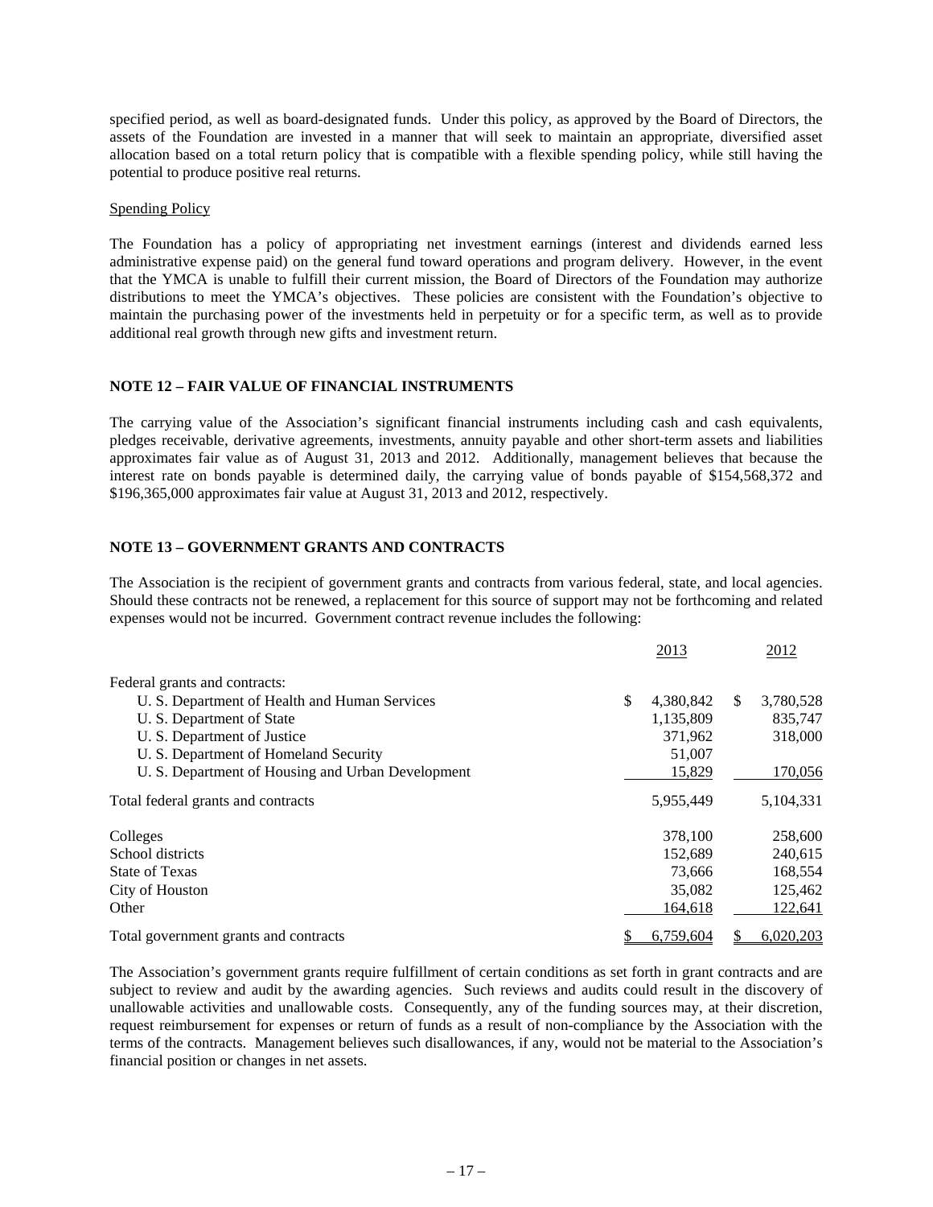specified period, as well as board-designated funds. Under this policy, as approved by the Board of Directors, the assets of the Foundation are invested in a manner that will seek to maintain an appropriate, diversified asset allocation based on a total return policy that is compatible with a flexible spending policy, while still having the potential to produce positive real returns.

Spending Policy

The Foundation has a policy of appropriating net investment earnings (interest and dividends earned less administrative expense paid) on the general fund toward operations and program delivery. However, in the event that the YMCA is unable to fulfill their current mission, the Board of Directors of the Foundation may authorize distributions to meet the YMCA's objectives. These policies are consistent with the Foundation's objective to maintain the purchasing power of the investments held in perpetuity or for a specific term, as well as to provide additional real growth through new gifts and investment return.

## NOTE 12 – FAIR VALUE OF FINANCIAL INSTRUMENTS

The carrying value of the Association's significant financial instruments including cash and cash equivalents, pledges receivable, derivative agreements, investments, annuity payable and other short-term assets and liabilities approximates fair value as of August 31, 2013 and 2012. Additionally, management believes that because the interest rate on bonds payable is determined daily, the carrying value of bonds payable of $154,568,372 and $196,365,000 approximates fair value at August 31, 2013 and 2012, respectively.

## NOTE 13 – GOVERNMENT GRANTS AND CONTRACTS

The Association is the recipient of government grants and contracts from various federal, state, and local agencies. Should these contracts not be renewed, a replacement for this source of support may not be forthcoming and related expenses would not be incurred. Government contract revenue includes the following:

| | 2013 | 2012 |
|---|---|---|
| Federal grants and contracts: | | |
| U. S. Department of Health and Human Services | $ 4,380,842 | $ 3,780,528 |
| U. S. Department of State | 1,135,809 | 835,747 |
| U. S. Department of Justice | 371,962 | 318,000 |
| U. S. Department of Homeland Security | 51,007 | |
| U. S. Department of Housing and Urban Development | 15,829 | 170,056 |
| Total federal grants and contracts | 5,955,449 | 5,104,331 |
| Colleges | 378,100 | 258,600 |
| School districts | 152,689 | 240,615 |
| State of Texas | 73,666 | 168,554 |
| City of Houston | 35,082 | 125,462 |
| Other | 164,618 | 122,641 |
| Total government grants and contracts | $ 6,759,604 | $ 6,020,203 |

The Association's government grants require fulfillment of certain conditions as set forth in grant contracts and are subject to review and audit by the awarding agencies. Such reviews and audits could result in the discovery of unallowable activities and unallowable costs. Consequently, any of the funding sources may, at their discretion, request reimbursement for expenses or return of funds as a result of non-compliance by the Association with the terms of the contracts. Management believes such disallowances, if any, would not be material to the Association's financial position or changes in net assets.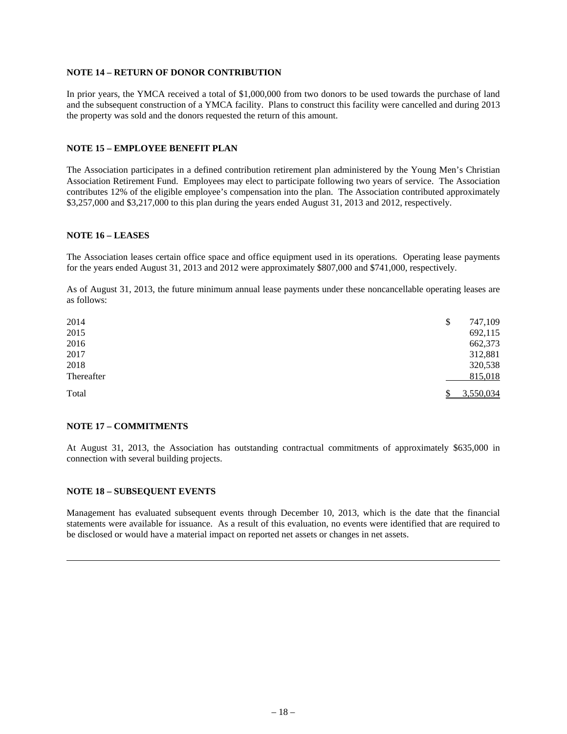### NOTE 14 – RETURN OF DONOR CONTRIBUTION

In prior years, the YMCA received a total of $1,000,000 from two donors to be used towards the purchase of land and the subsequent construction of a YMCA facility. Plans to construct this facility were cancelled and during 2013 the property was sold and the donors requested the return of this amount.

### NOTE 15 – EMPLOYEE BENEFIT PLAN

The Association participates in a defined contribution retirement plan administered by the Young Men's Christian Association Retirement Fund. Employees may elect to participate following two years of service. The Association contributes 12% of the eligible employee's compensation into the plan. The Association contributed approximately $3,257,000 and $3,217,000 to this plan during the years ended August 31, 2013 and 2012, respectively.

### NOTE 16 – LEASES

The Association leases certain office space and office equipment used in its operations. Operating lease payments for the years ended August 31, 2013 and 2012 were approximately $807,000 and $741,000, respectively.

As of August 31, 2013, the future minimum annual lease payments under these noncancellable operating leases are as follows:

| | |
|---|---|
| 2014 | $ 747,109 |
| 2015 | 692,115 |
| 2016 | 662,373 |
| 2017 | 312,881 |
| 2018 | 320,538 |
| Thereafter | 815,018 |
| Total | $ 3,550,034 |

### NOTE 17 – COMMITMENTS

At August 31, 2013, the Association has outstanding contractual commitments of approximately $635,000 in connection with several building projects.

### NOTE 18 – SUBSEQUENT EVENTS

Management has evaluated subsequent events through December 10, 2013, which is the date that the financial statements were available for issuance. As a result of this evaluation, no events were identified that are required to be disclosed or would have a material impact on reported net assets or changes in net assets.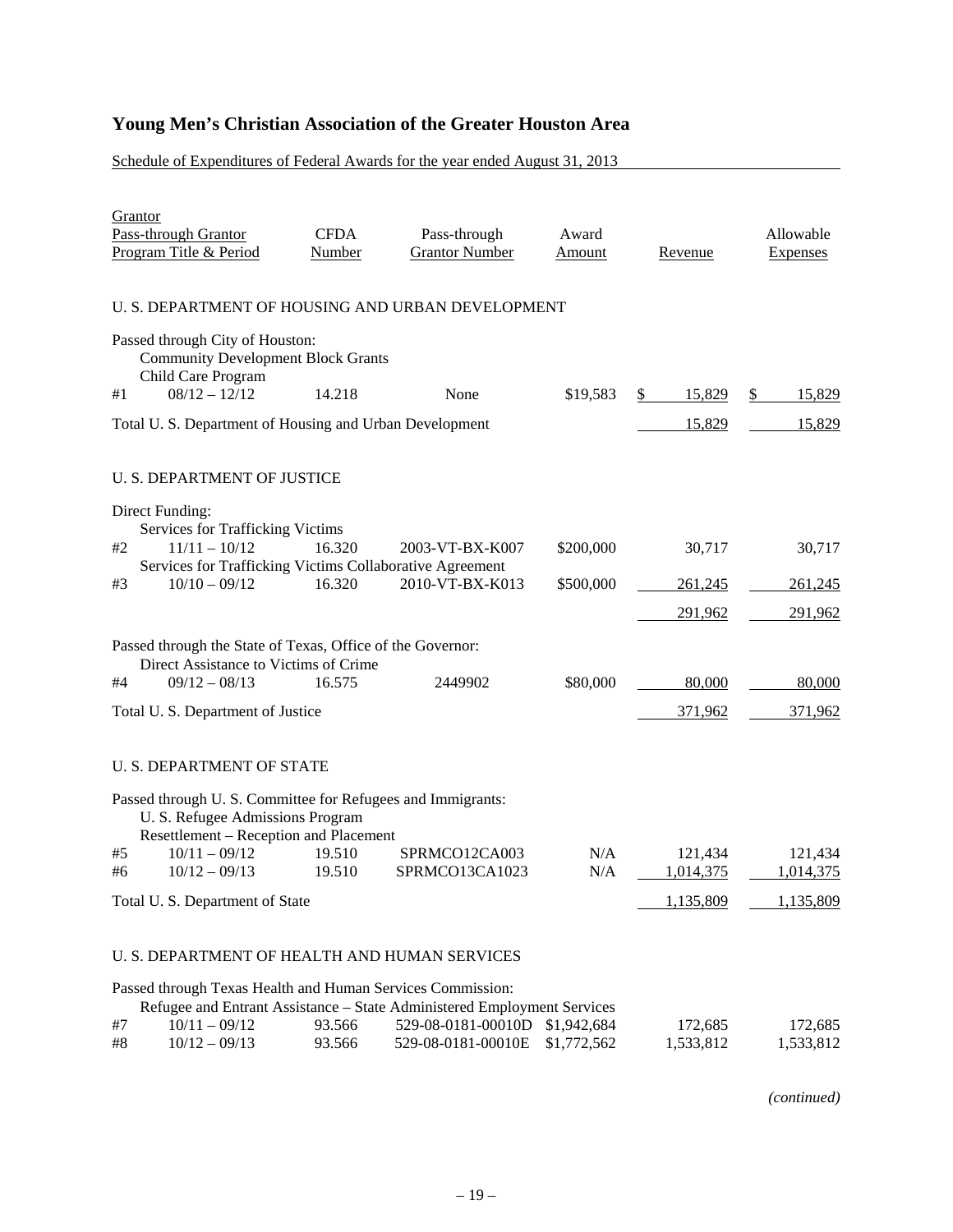# Young Men's Christian Association of the Greater Houston Area

Schedule of Expenditures of Federal Awards for the year ended August 31, 2013

| | Grantor<br>Pass-through Grantor<br>Program Title & Period | CFDA Number | Pass-through Grantor Number | Award Amount | Revenue | Allowable Expenses |
|---|---|---|---|---|---|---|
| | **U. S. DEPARTMENT OF HOUSING AND URBAN DEVELOPMENT** | | | | | |
| | Passed through City of Houston: | | | | | |
| | Community Development Block Grants | | | | | |
| | Child Care Program | | | | | |
| #1 | 08/12 – 12/12 | 14.218 | None | $19,583 | $ 15,829 | $ 15,829 |
| | Total U. S. Department of Housing and Urban Development | | | | 15,829 | 15,829 |
| | **U. S. DEPARTMENT OF JUSTICE** | | | | | |
| | Direct Funding: | | | | | |
| | Services for Trafficking Victims | | | | | |
| #2 | 11/11 – 10/12 | 16.320 | 2003-VT-BX-K007 | $200,000 | 30,717 | 30,717 |
| | Services for Trafficking Victims Collaborative Agreement | | | | | |
| #3 | 10/10 – 09/12 | 16.320 | 2010-VT-BX-K013 | $500,000 | 261,245 | 261,245 |
| | | | | | 291,962 | 291,962 |
| | Passed through the State of Texas, Office of the Governor: | | | | | |
| | Direct Assistance to Victims of Crime | | | | | |
| #4 | 09/12 – 08/13 | 16.575 | 2449902 | $80,000 | 80,000 | 80,000 |
| | Total U. S. Department of Justice | | | | 371,962 | 371,962 |
| | **U. S. DEPARTMENT OF STATE** | | | | | |
| | Passed through U. S. Committee for Refugees and Immigrants: | | | | | |
| | U. S. Refugee Admissions Program | | | | | |
| | Resettlement – Reception and Placement | | | | | |
| #5 | 10/11 – 09/12 | 19.510 | SPRMCO12CA003 | N/A | 121,434 | 121,434 |
| #6 | 10/12 – 09/13 | 19.510 | SPRMCO13CA1023 | N/A | 1,014,375 | 1,014,375 |
| | Total U. S. Department of State | | | | 1,135,809 | 1,135,809 |
| | **U. S. DEPARTMENT OF HEALTH AND HUMAN SERVICES** | | | | | |
| | Passed through Texas Health and Human Services Commission: | | | | | |
| | Refugee and Entrant Assistance – State Administered Employment Services | | | | | |
| #7 | 10/11 – 09/12 | 93.566 | 529-08-0181-00010D | $1,942,684 | 172,685 | 172,685 |
| #8 | 10/12 – 09/13 | 93.566 | 529-08-0181-00010E | $1,772,562 | 1,533,812 | 1,533,812 |

*(continued)*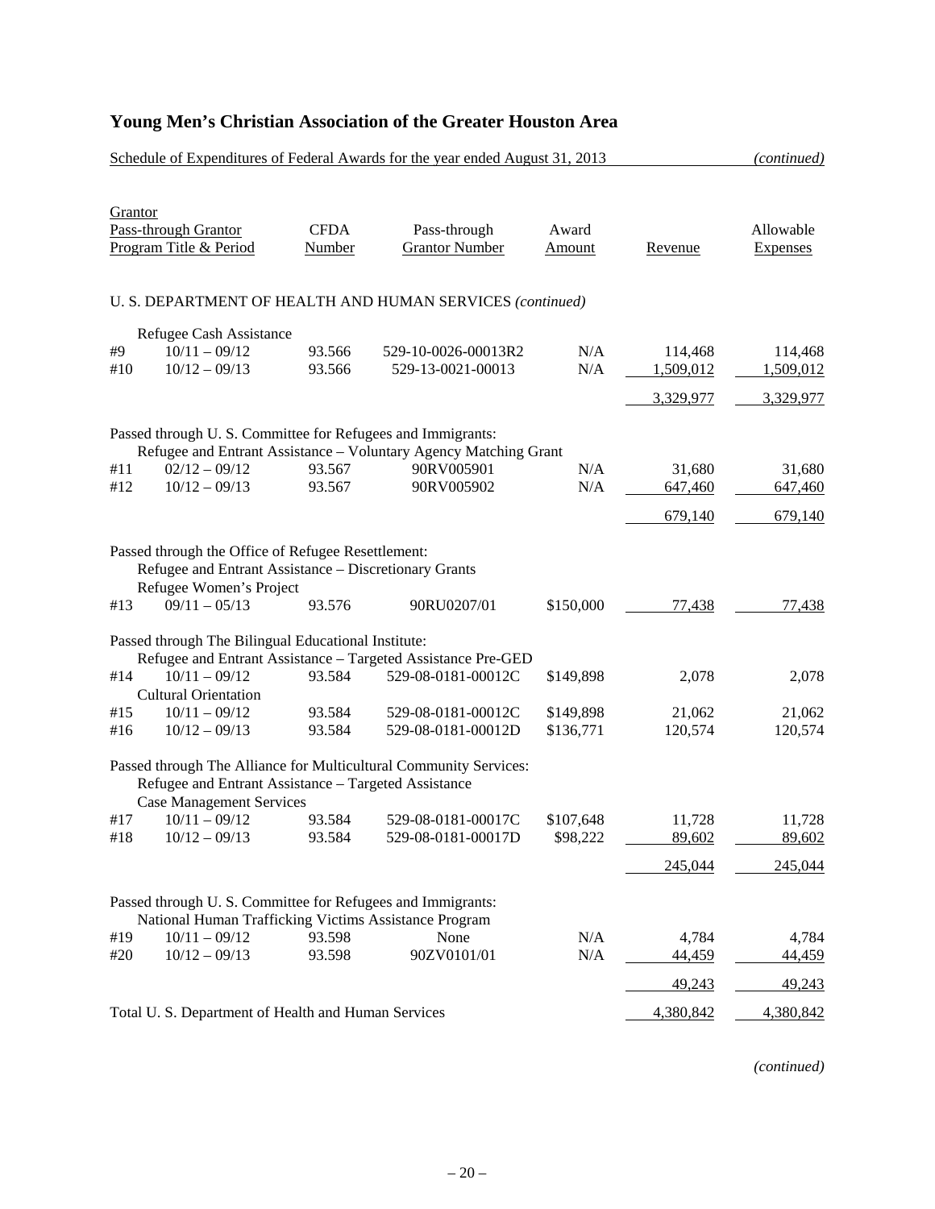# Young Men's Christian Association of the Greater Houston Area

Schedule of Expenditures of Federal Awards for the year ended August 31, 2013 *(continued)*

| Grantor<br>Pass-through Grantor<br>Program Title & Period | | CFDA Number | Pass-through Grantor Number | Award Amount | Revenue | Allowable Expenses |
|---|---|---|---|---|---|---|
| U. S. DEPARTMENT OF HEALTH AND HUMAN SERVICES *(continued)* | | | | | | |
| | Refugee Cash Assistance | | | | | |
| #9 | 10/11 – 09/12 | 93.566 | 529-10-0026-00013R2 | N/A | 114,468 | 114,468 |
| #10 | 10/12 – 09/13 | 93.566 | 529-13-0021-00013 | N/A | 1,509,012 | 1,509,012 |
| | | | | | 3,329,977 | 3,329,977 |
| Passed through U. S. Committee for Refugees and Immigrants: | | | | | | |
| | Refugee and Entrant Assistance – Voluntary Agency Matching Grant | | | | | |
| #11 | 02/12 – 09/12 | 93.567 | 90RV005901 | N/A | 31,680 | 31,680 |
| #12 | 10/12 – 09/13 | 93.567 | 90RV005902 | N/A | 647,460 | 647,460 |
| | | | | | 679,140 | 679,140 |
| Passed through the Office of Refugee Resettlement: | | | | | | |
| | Refugee and Entrant Assistance – Discretionary Grants | | | | | |
| | Refugee Women's Project | | | | | |
| #13 | 09/11 – 05/13 | 93.576 | 90RU0207/01 | $150,000 | 77,438 | 77,438 |
| Passed through The Bilingual Educational Institute: | | | | | | |
| | Refugee and Entrant Assistance – Targeted Assistance Pre-GED | | | | | |
| #14 | 10/11 – 09/12 | 93.584 | 529-08-0181-00012C | $149,898 | 2,078 | 2,078 |
| | Cultural Orientation | | | | | |
| #15 | 10/11 – 09/12 | 93.584 | 529-08-0181-00012C | $149,898 | 21,062 | 21,062 |
| #16 | 10/12 – 09/13 | 93.584 | 529-08-0181-00012D | $136,771 | 120,574 | 120,574 |
| Passed through The Alliance for Multicultural Community Services: | | | | | | |
| | Refugee and Entrant Assistance – Targeted Assistance | | | | | |
| | Case Management Services | | | | | |
| #17 | 10/11 – 09/12 | 93.584 | 529-08-0181-00017C | $107,648 | 11,728 | 11,728 |
| #18 | 10/12 – 09/13 | 93.584 | 529-08-0181-00017D | $98,222 | 89,602 | 89,602 |
| | | | | | 245,044 | 245,044 |
| Passed through U. S. Committee for Refugees and Immigrants: | | | | | | |
| | National Human Trafficking Victims Assistance Program | | | | | |
| #19 | 10/11 – 09/12 | 93.598 | None | N/A | 4,784 | 4,784 |
| #20 | 10/12 – 09/13 | 93.598 | 90ZV0101/01 | N/A | 44,459 | 44,459 |
| | | | | | 49,243 | 49,243 |
| Total U. S. Department of Health and Human Services | | | | | 4,380,842 | 4,380,842 |

*(continued)*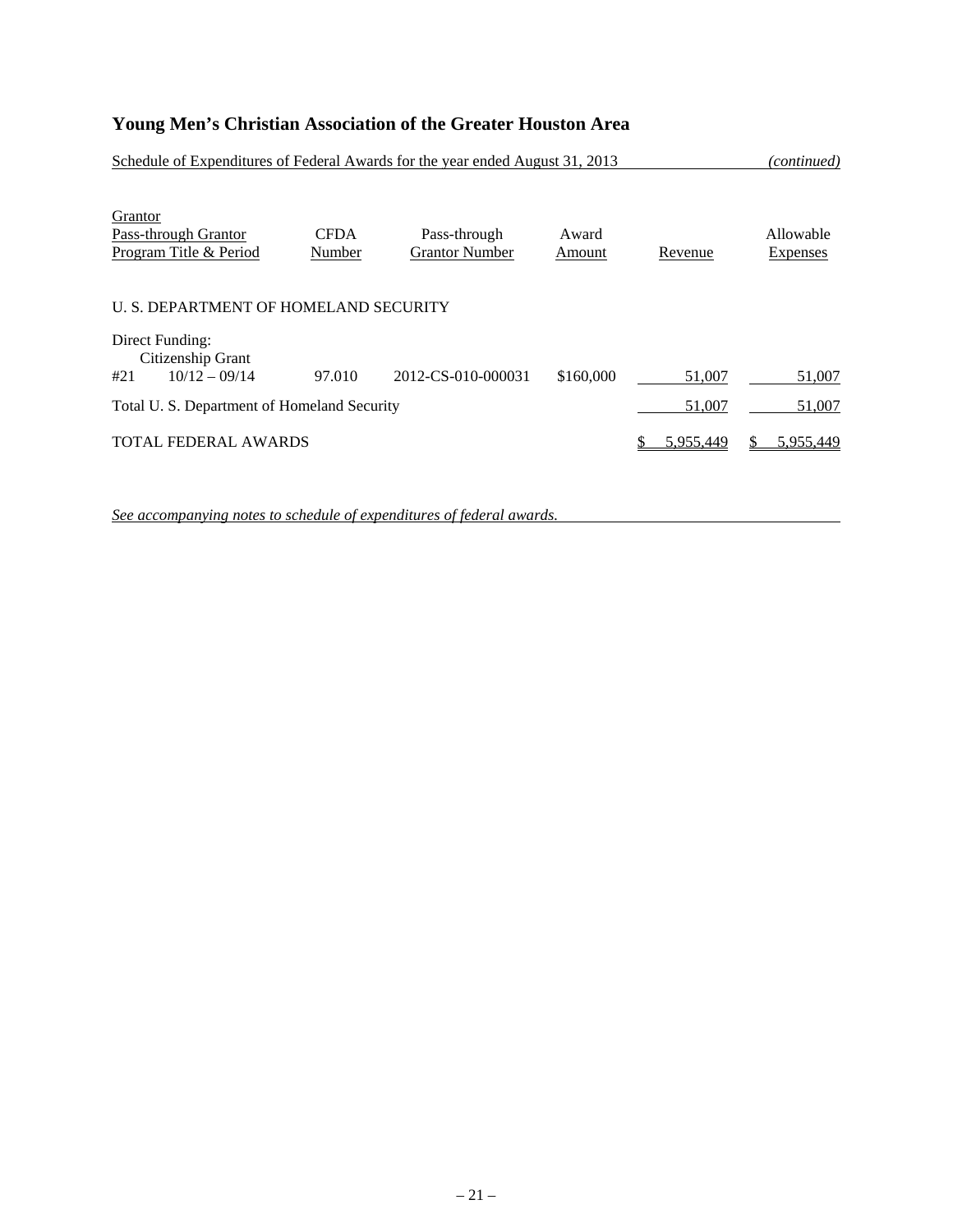# Young Men's Christian Association of the Greater Houston Area

Schedule of Expenditures of Federal Awards for the year ended August 31, 2013 *(continued)*

| Grantor<br>Pass-through Grantor<br>Program Title & Period | CFDA Number | Pass-through Grantor Number | Award Amount | Revenue | Allowable Expenses |
|---|---|---|---|---|---|
| U. S. DEPARTMENT OF HOMELAND SECURITY | | | | | |
| Direct Funding: | | | | | |
| Citizenship Grant | | | | | |
| #21 10/12 – 09/14 | 97.010 | 2012-CS-010-000031 | $160,000 | 51,007 | 51,007 |
| Total U. S. Department of Homeland Security | | | | 51,007 | 51,007 |
| TOTAL FEDERAL AWARDS | | | | $ 5,955,449 | $ 5,955,449 |

*See accompanying notes to schedule of expenditures of federal awards.*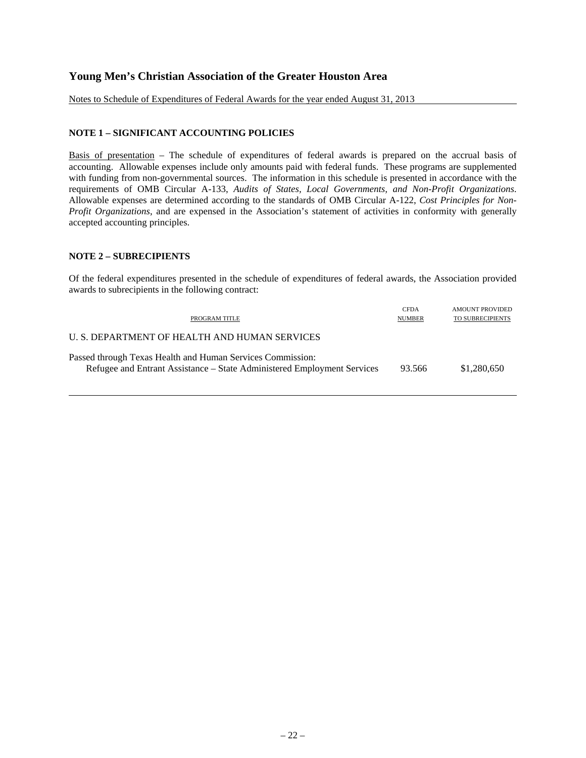# Young Men's Christian Association of the Greater Houston Area

Notes to Schedule of Expenditures of Federal Awards for the year ended August 31, 2013

## NOTE 1 – SIGNIFICANT ACCOUNTING POLICIES

Basis of presentation – The schedule of expenditures of federal awards is prepared on the accrual basis of accounting. Allowable expenses include only amounts paid with federal funds. These programs are supplemented with funding from non-governmental sources. The information in this schedule is presented in accordance with the requirements of OMB Circular A-133, *Audits of States, Local Governments, and Non-Profit Organizations.* Allowable expenses are determined according to the standards of OMB Circular A-122, *Cost Principles for Non-Profit Organizations*, and are expensed in the Association's statement of activities in conformity with generally accepted accounting principles.

## NOTE 2 – SUBRECIPIENTS

Of the federal expenditures presented in the schedule of expenditures of federal awards, the Association provided awards to subrecipients in the following contract:

| PROGRAM TITLE | CFDA NUMBER | AMOUNT PROVIDED TO SUBRECIPIENTS |
|---|---|---|
| U. S. DEPARTMENT OF HEALTH AND HUMAN SERVICES | | |
| Passed through Texas Health and Human Services Commission: | | |
| Refugee and Entrant Assistance – State Administered Employment Services | 93.566 | $1,280,650 |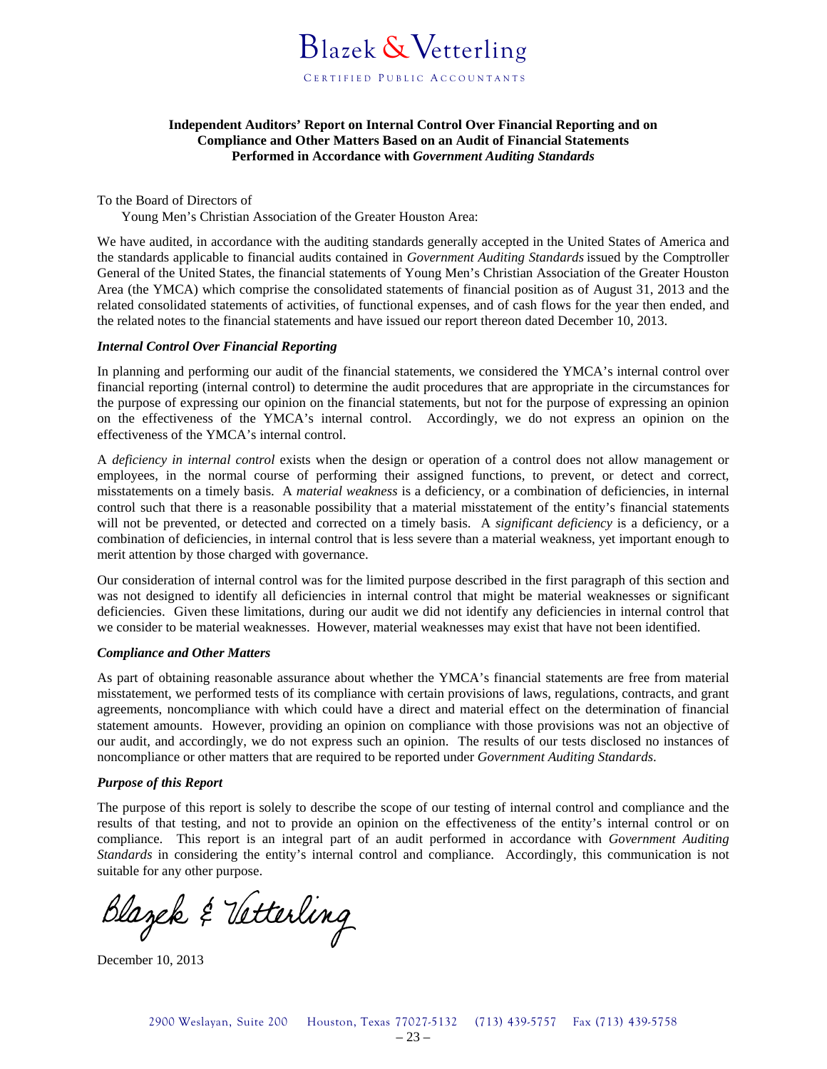# Blazek & Vetterling

CERTIFIED PUBLIC ACCOUNTANTS

**Independent Auditors' Report on Internal Control Over Financial Reporting and on Compliance and Other Matters Based on an Audit of Financial Statements Performed in Accordance with *Government Auditing Standards***

To the Board of Directors of
Young Men's Christian Association of the Greater Houston Area:

We have audited, in accordance with the auditing standards generally accepted in the United States of America and the standards applicable to financial audits contained in *Government Auditing Standards* issued by the Comptroller General of the United States, the financial statements of Young Men's Christian Association of the Greater Houston Area (the YMCA) which comprise the consolidated statements of financial position as of August 31, 2013 and the related consolidated statements of activities, of functional expenses, and of cash flows for the year then ended, and the related notes to the financial statements and have issued our report thereon dated December 10, 2013.

***Internal Control Over Financial Reporting***

In planning and performing our audit of the financial statements, we considered the YMCA's internal control over financial reporting (internal control) to determine the audit procedures that are appropriate in the circumstances for the purpose of expressing our opinion on the financial statements, but not for the purpose of expressing an opinion on the effectiveness of the YMCA's internal control. Accordingly, we do not express an opinion on the effectiveness of the YMCA's internal control.

A *deficiency in internal control* exists when the design or operation of a control does not allow management or employees, in the normal course of performing their assigned functions, to prevent, or detect and correct, misstatements on a timely basis. A *material weakness* is a deficiency, or a combination of deficiencies, in internal control such that there is a reasonable possibility that a material misstatement of the entity's financial statements will not be prevented, or detected and corrected on a timely basis. A *significant deficiency* is a deficiency, or a combination of deficiencies, in internal control that is less severe than a material weakness, yet important enough to merit attention by those charged with governance.

Our consideration of internal control was for the limited purpose described in the first paragraph of this section and was not designed to identify all deficiencies in internal control that might be material weaknesses or significant deficiencies. Given these limitations, during our audit we did not identify any deficiencies in internal control that we consider to be material weaknesses. However, material weaknesses may exist that have not been identified.

***Compliance and Other Matters***

As part of obtaining reasonable assurance about whether the YMCA's financial statements are free from material misstatement, we performed tests of its compliance with certain provisions of laws, regulations, contracts, and grant agreements, noncompliance with which could have a direct and material effect on the determination of financial statement amounts. However, providing an opinion on compliance with those provisions was not an objective of our audit, and accordingly, we do not express such an opinion. The results of our tests disclosed no instances of noncompliance or other matters that are required to be reported under *Government Auditing Standards*.

***Purpose of this Report***

The purpose of this report is solely to describe the scope of our testing of internal control and compliance and the results of that testing, and not to provide an opinion on the effectiveness of the entity's internal control or on compliance. This report is an integral part of an audit performed in accordance with *Government Auditing Standards* in considering the entity's internal control and compliance. Accordingly, this communication is not suitable for any other purpose.

Blazek & Vetterling

December 10, 2013

2900 Weslayan, Suite 200 Houston, Texas 77027-5132 (713) 439-5757 Fax (713) 439-5758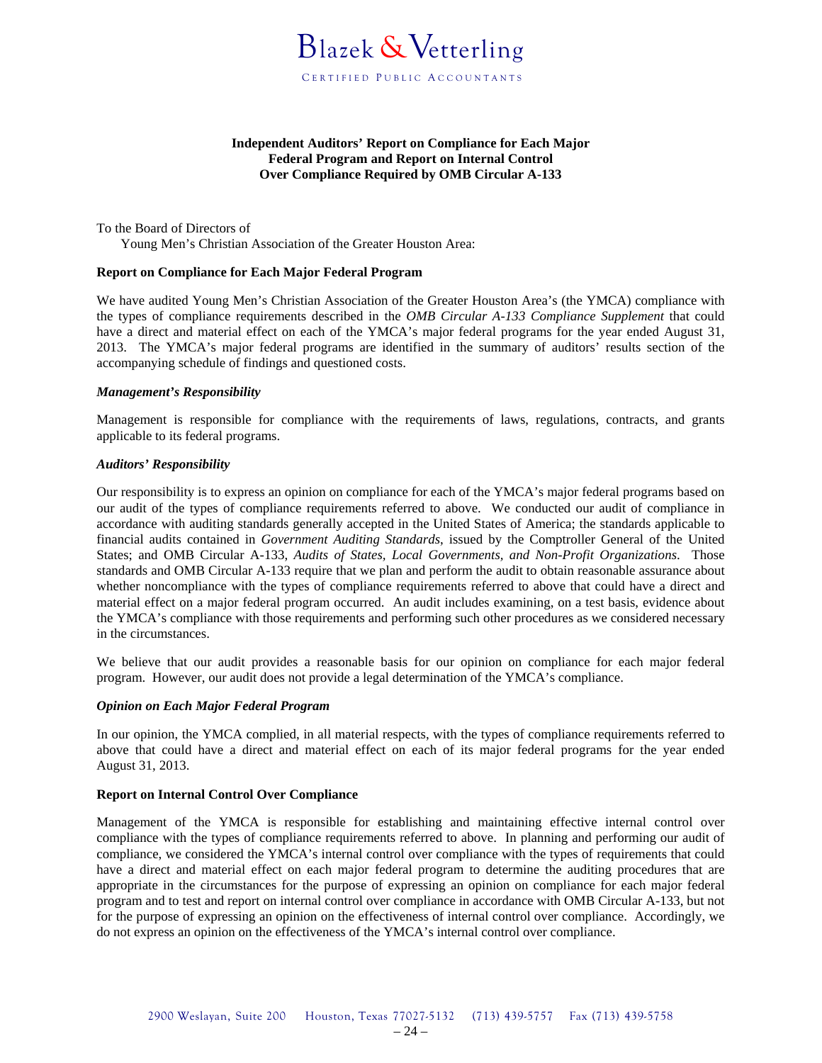Blazek & Vetterling

CERTIFIED PUBLIC ACCOUNTANTS

**Independent Auditors' Report on Compliance for Each Major Federal Program and Report on Internal Control Over Compliance Required by OMB Circular A-133**

To the Board of Directors of
Young Men's Christian Association of the Greater Houston Area:

**Report on Compliance for Each Major Federal Program**

We have audited Young Men's Christian Association of the Greater Houston Area's (the YMCA) compliance with the types of compliance requirements described in the *OMB Circular A-133 Compliance Supplement* that could have a direct and material effect on each of the YMCA's major federal programs for the year ended August 31, 2013. The YMCA's major federal programs are identified in the summary of auditors' results section of the accompanying schedule of findings and questioned costs.

***Management's Responsibility***

Management is responsible for compliance with the requirements of laws, regulations, contracts, and grants applicable to its federal programs.

***Auditors' Responsibility***

Our responsibility is to express an opinion on compliance for each of the YMCA's major federal programs based on our audit of the types of compliance requirements referred to above. We conducted our audit of compliance in accordance with auditing standards generally accepted in the United States of America; the standards applicable to financial audits contained in *Government Auditing Standards*, issued by the Comptroller General of the United States; and OMB Circular A-133, *Audits of States, Local Governments, and Non-Profit Organizations*. Those standards and OMB Circular A-133 require that we plan and perform the audit to obtain reasonable assurance about whether noncompliance with the types of compliance requirements referred to above that could have a direct and material effect on a major federal program occurred. An audit includes examining, on a test basis, evidence about the YMCA's compliance with those requirements and performing such other procedures as we considered necessary in the circumstances.

We believe that our audit provides a reasonable basis for our opinion on compliance for each major federal program. However, our audit does not provide a legal determination of the YMCA's compliance.

***Opinion on Each Major Federal Program***

In our opinion, the YMCA complied, in all material respects, with the types of compliance requirements referred to above that could have a direct and material effect on each of its major federal programs for the year ended August 31, 2013.

**Report on Internal Control Over Compliance**

Management of the YMCA is responsible for establishing and maintaining effective internal control over compliance with the types of compliance requirements referred to above. In planning and performing our audit of compliance, we considered the YMCA's internal control over compliance with the types of requirements that could have a direct and material effect on each major federal program to determine the auditing procedures that are appropriate in the circumstances for the purpose of expressing an opinion on compliance for each major federal program and to test and report on internal control over compliance in accordance with OMB Circular A-133, but not for the purpose of expressing an opinion on the effectiveness of internal control over compliance. Accordingly, we do not express an opinion on the effectiveness of the YMCA's internal control over compliance.

2900 Weslayan, Suite 200    Houston, Texas 77027-5132    (713) 439-5757    Fax (713) 439-5758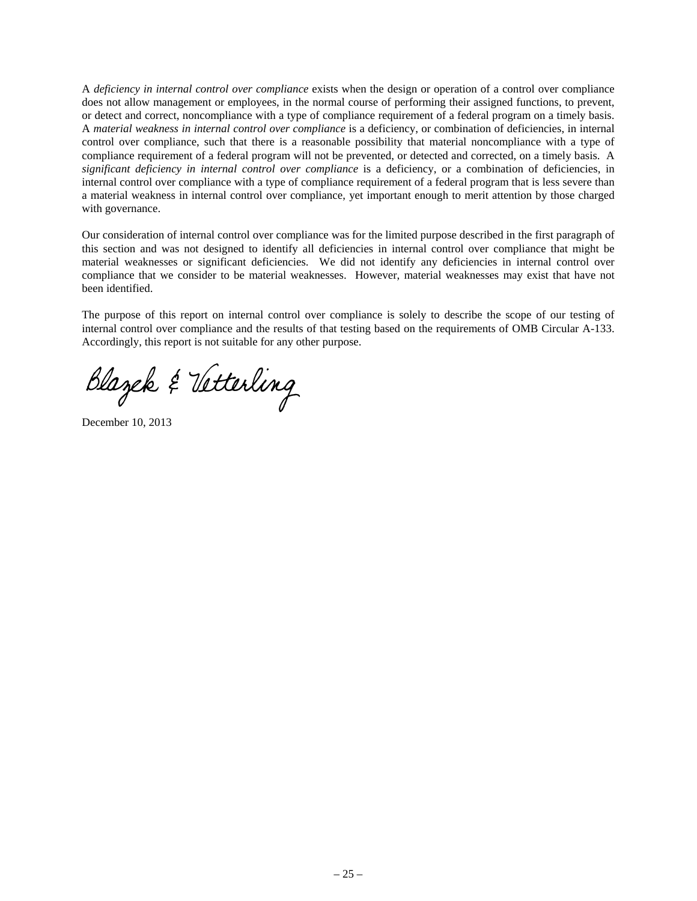A *deficiency in internal control over compliance* exists when the design or operation of a control over compliance does not allow management or employees, in the normal course of performing their assigned functions, to prevent, or detect and correct, noncompliance with a type of compliance requirement of a federal program on a timely basis. A *material weakness in internal control over compliance* is a deficiency, or combination of deficiencies, in internal control over compliance, such that there is a reasonable possibility that material noncompliance with a type of compliance requirement of a federal program will not be prevented, or detected and corrected, on a timely basis. A *significant deficiency in internal control over compliance* is a deficiency, or a combination of deficiencies, in internal control over compliance with a type of compliance requirement of a federal program that is less severe than a material weakness in internal control over compliance, yet important enough to merit attention by those charged with governance.

Our consideration of internal control over compliance was for the limited purpose described in the first paragraph of this section and was not designed to identify all deficiencies in internal control over compliance that might be material weaknesses or significant deficiencies. We did not identify any deficiencies in internal control over compliance that we consider to be material weaknesses. However, material weaknesses may exist that have not been identified.

The purpose of this report on internal control over compliance is solely to describe the scope of our testing of internal control over compliance and the results of that testing based on the requirements of OMB Circular A-133. Accordingly, this report is not suitable for any other purpose.

Blazek & Vetterling

December 10, 2013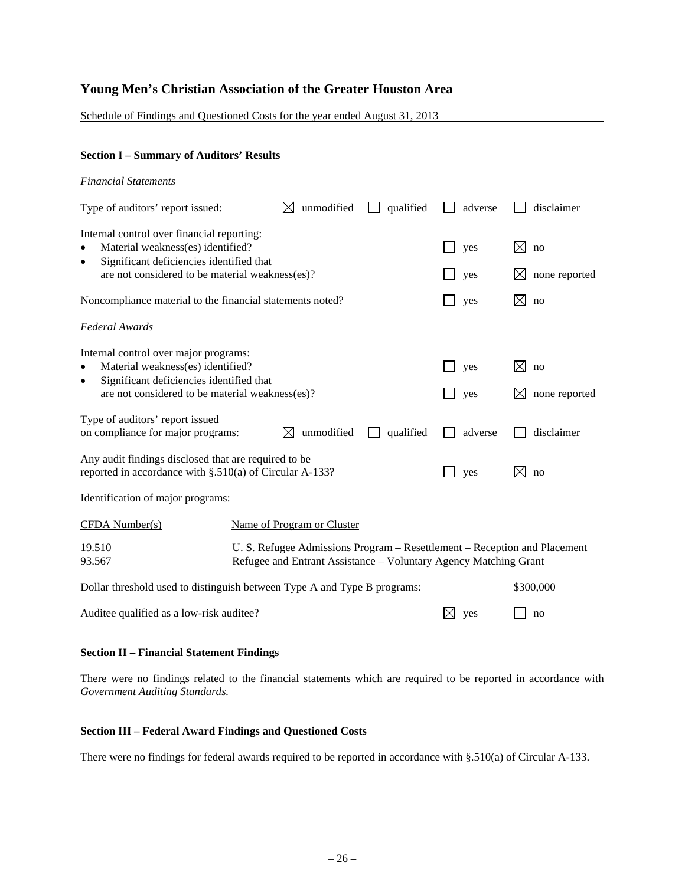# Young Men's Christian Association of the Greater Houston Area

Schedule of Findings and Questioned Costs for the year ended August 31, 2013

### Section I – Summary of Auditors' Results

*Financial Statements*

Type of auditors' report issued: ☒ unmodified ☐ qualified ☐ adverse ☐ disclaimer

Internal control over financial reporting:

- Material weakness(es) identified? ☐ yes ☒ no
- Significant deficiencies identified that are not considered to be material weakness(es)? ☐ yes ☒ none reported

Noncompliance material to the financial statements noted? ☐ yes ☒ no

*Federal Awards*

Internal control over major programs:

- Material weakness(es) identified? ☐ yes ☒ no
- Significant deficiencies identified that are not considered to be material weakness(es)? ☐ yes ☒ none reported

Type of auditors' report issued on compliance for major programs: ☒ unmodified ☐ qualified ☐ adverse ☐ disclaimer

Any audit findings disclosed that are required to be reported in accordance with §.510(a) of Circular A-133? ☐ yes ☒ no

Identification of major programs:

| CFDA Number(s) | Name of Program or Cluster |
|---|---|
| 19.510 | U. S. Refugee Admissions Program – Resettlement – Reception and Placement |
| 93.567 | Refugee and Entrant Assistance – Voluntary Agency Matching Grant |

Dollar threshold used to distinguish between Type A and Type B programs: $300,000

Auditee qualified as a low-risk auditee? ☒ yes ☐ no

### Section II – Financial Statement Findings

There were no findings related to the financial statements which are required to be reported in accordance with *Government Auditing Standards.*

### Section III – Federal Award Findings and Questioned Costs

There were no findings for federal awards required to be reported in accordance with §.510(a) of Circular A-133.